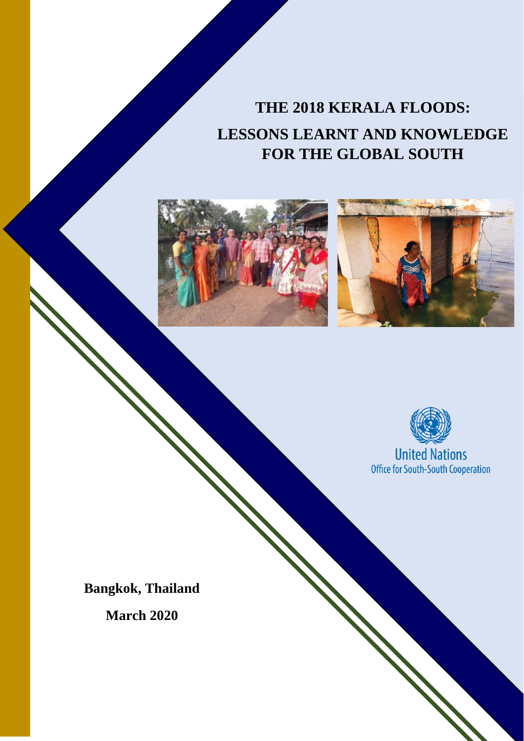# THE 2018 KERALA FLOODS:

# LESSONS LEARNT AND KNOWLEDGE FOR THE GLOBAL SOUTH

United Nations
Office for South-South Cooperation

**Bangkok, Thailand**

**March 2020**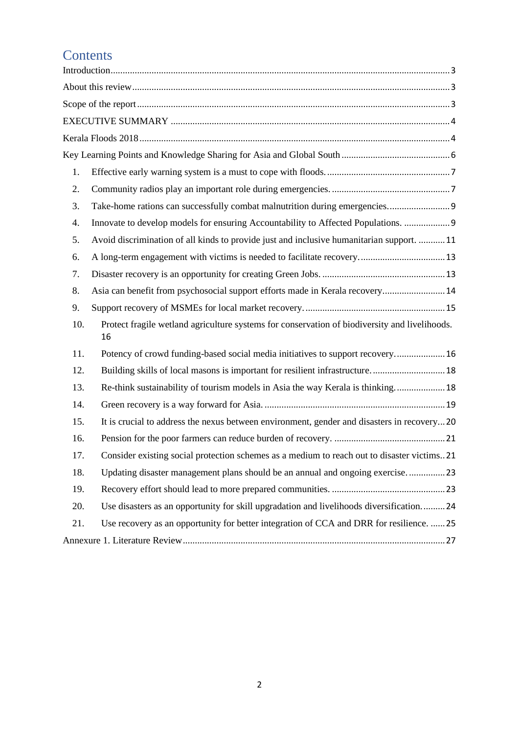# Contents

Introduction ... 3

About this review ... 3

Scope of the report ... 3

EXECUTIVE SUMMARY ... 4

Kerala Floods 2018 ... 4

Key Learning Points and Knowledge Sharing for Asia and Global South ... 6

1. Effective early warning system is a must to cope with floods. ... 7
2. Community radios play an important role during emergencies. ... 7
3. Take-home rations can successfully combat malnutrition during emergencies. ... 9
4. Innovate to develop models for ensuring Accountability to Affected Populations. ... 9
5. Avoid discrimination of all kinds to provide just and inclusive humanitarian support. ... 11
6. A long-term engagement with victims is needed to facilitate recovery. ... 13
7. Disaster recovery is an opportunity for creating Green Jobs. ... 13
8. Asia can benefit from psychosocial support efforts made in Kerala recovery ... 14
9. Support recovery of MSMEs for local market recovery. ... 15
10. Protect fragile wetland agriculture systems for conservation of biodiversity and livelihoods. 16
11. Potency of crowd funding-based social media initiatives to support recovery. ... 16
12. Building skills of local masons is important for resilient infrastructure. ... 18
13. Re-think sustainability of tourism models in Asia the way Kerala is thinking. ... 18
14. Green recovery is a way forward for Asia. ... 19
15. It is crucial to address the nexus between environment, gender and disasters in recovery ... 20
16. Pension for the poor farmers can reduce burden of recovery. ... 21
17. Consider existing social protection schemes as a medium to reach out to disaster victims. .21
18. Updating disaster management plans should be an annual and ongoing exercise. ... 23
19. Recovery effort should lead to more prepared communities. ... 23
20. Use disasters as an opportunity for skill upgradation and livelihoods diversification. ... 24
21. Use recovery as an opportunity for better integration of CCA and DRR for resilience. ... 25

Annexure 1. Literature Review ... 27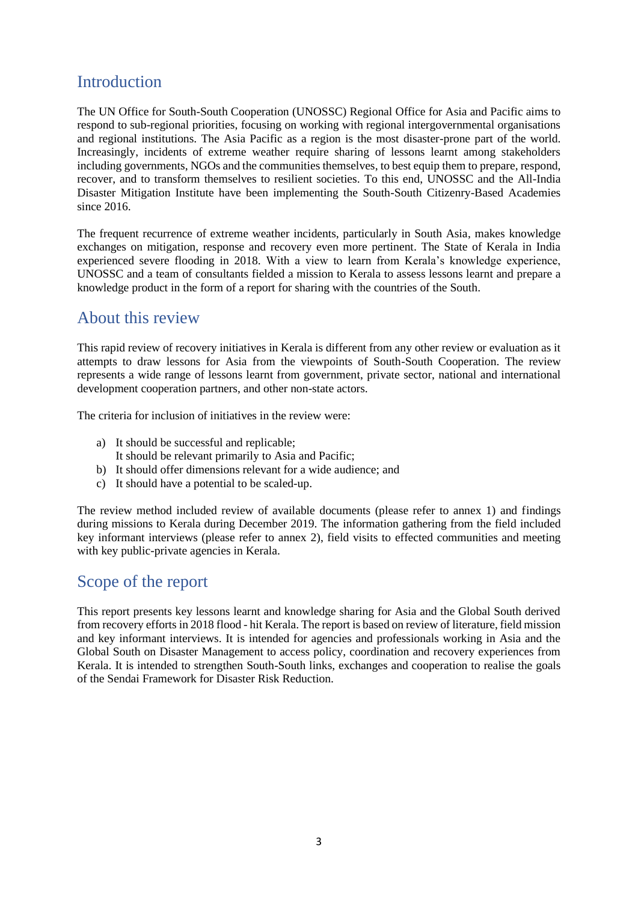## Introduction

The UN Office for South-South Cooperation (UNOSSC) Regional Office for Asia and Pacific aims to respond to sub-regional priorities, focusing on working with regional intergovernmental organisations and regional institutions. The Asia Pacific as a region is the most disaster-prone part of the world. Increasingly, incidents of extreme weather require sharing of lessons learnt among stakeholders including governments, NGOs and the communities themselves, to best equip them to prepare, respond, recover, and to transform themselves to resilient societies. To this end, UNOSSC and the All-India Disaster Mitigation Institute have been implementing the South-South Citizenry-Based Academies since 2016.

The frequent recurrence of extreme weather incidents, particularly in South Asia, makes knowledge exchanges on mitigation, response and recovery even more pertinent. The State of Kerala in India experienced severe flooding in 2018. With a view to learn from Kerala's knowledge experience, UNOSSC and a team of consultants fielded a mission to Kerala to assess lessons learnt and prepare a knowledge product in the form of a report for sharing with the countries of the South.

## About this review

This rapid review of recovery initiatives in Kerala is different from any other review or evaluation as it attempts to draw lessons for Asia from the viewpoints of South-South Cooperation. The review represents a wide range of lessons learnt from government, private sector, national and international development cooperation partners, and other non-state actors.

The criteria for inclusion of initiatives in the review were:

a) It should be successful and replicable;
   It should be relevant primarily to Asia and Pacific;
b) It should offer dimensions relevant for a wide audience; and
c) It should have a potential to be scaled-up.

The review method included review of available documents (please refer to annex 1) and findings during missions to Kerala during December 2019. The information gathering from the field included key informant interviews (please refer to annex 2), field visits to effected communities and meeting with key public-private agencies in Kerala.

## Scope of the report

This report presents key lessons learnt and knowledge sharing for Asia and the Global South derived from recovery efforts in 2018 flood - hit Kerala. The report is based on review of literature, field mission and key informant interviews. It is intended for agencies and professionals working in Asia and the Global South on Disaster Management to access policy, coordination and recovery experiences from Kerala. It is intended to strengthen South-South links, exchanges and cooperation to realise the goals of the Sendai Framework for Disaster Risk Reduction.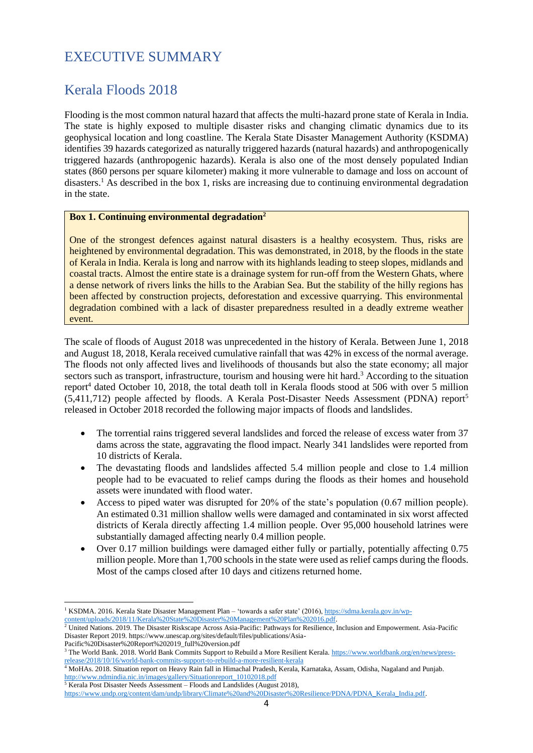# EXECUTIVE SUMMARY

## Kerala Floods 2018

Flooding is the most common natural hazard that affects the multi-hazard prone state of Kerala in India. The state is highly exposed to multiple disaster risks and changing climatic dynamics due to its geophysical location and long coastline. The Kerala State Disaster Management Authority (KSDMA) identifies 39 hazards categorized as naturally triggered hazards (natural hazards) and anthropogenically triggered hazards (anthropogenic hazards). Kerala is also one of the most densely populated Indian states (860 persons per square kilometer) making it more vulnerable to damage and loss on account of disasters.[1] As described in the box 1, risks are increasing due to continuing environmental degradation in the state.

> **Box 1. Continuing environmental degradation[2]**
>
> One of the strongest defences against natural disasters is a healthy ecosystem. Thus, risks are heightened by environmental degradation. This was demonstrated, in 2018, by the floods in the state of Kerala in India. Kerala is long and narrow with its highlands leading to steep slopes, midlands and coastal tracts. Almost the entire state is a drainage system for run-off from the Western Ghats, where a dense network of rivers links the hills to the Arabian Sea. But the stability of the hilly regions has been affected by construction projects, deforestation and excessive quarrying. This environmental degradation combined with a lack of disaster preparedness resulted in a deadly extreme weather event.

The scale of floods of August 2018 was unprecedented in the history of Kerala. Between June 1, 2018 and August 18, 2018, Kerala received cumulative rainfall that was 42% in excess of the normal average. The floods not only affected lives and livelihoods of thousands but also the state economy; all major sectors such as transport, infrastructure, tourism and housing were hit hard.[3] According to the situation report[4] dated October 10, 2018, the total death toll in Kerala floods stood at 506 with over 5 million (5,411,712) people affected by floods. A Kerala Post-Disaster Needs Assessment (PDNA) report[5] released in October 2018 recorded the following major impacts of floods and landslides.

- The torrential rains triggered several landslides and forced the release of excess water from 37 dams across the state, aggravating the flood impact. Nearly 341 landslides were reported from 10 districts of Kerala.
- The devastating floods and landslides affected 5.4 million people and close to 1.4 million people had to be evacuated to relief camps during the floods as their homes and household assets were inundated with flood water.
- Access to piped water was disrupted for 20% of the state's population (0.67 million people). An estimated 0.31 million shallow wells were damaged and contaminated in six worst affected districts of Kerala directly affecting 1.4 million people. Over 95,000 household latrines were substantially damaged affecting nearly 0.4 million people.
- Over 0.17 million buildings were damaged either fully or partially, potentially affecting 0.75 million people. More than 1,700 schools in the state were used as relief camps during the floods. Most of the camps closed after 10 days and citizens returned home.

---

[1] KSDMA. 2016. Kerala State Disaster Management Plan – 'towards a safer state' (2016), https://sdma.kerala.gov.in/wp-content/uploads/2018/11/Kerala%20State%20Disaster%20Management%20Plan%202016.pdf.

[2] United Nations. 2019. The Disaster Riskscape Across Asia-Pacific: Pathways for Resilience, Inclusion and Empowerment. Asia-Pacific Disaster Report 2019. https://www.unescap.org/sites/default/files/publications/Asia-Pacific%20Disaster%20Report%202019_full%20version.pdf

[3] The World Bank. 2018. World Bank Commits Support to Rebuild a More Resilient Kerala. https://www.worldbank.org/en/news/press-release/2018/10/16/world-bank-commits-support-to-rebuild-a-more-resilient-kerala

[4] MoHAs. 2018. Situation report on Heavy Rain fall in Himachal Pradesh, Kerala, Karnataka, Assam, Odisha, Nagaland and Punjab. http://www.ndmindia.nic.in/images/gallery/Situationreport_10102018.pdf

[5] Kerala Post Disaster Needs Assessment – Floods and Landslides (August 2018), https://www.undp.org/content/dam/undp/library/Climate%20and%20Disaster%20Resilience/PDNA/PDNA_Kerala_India.pdf.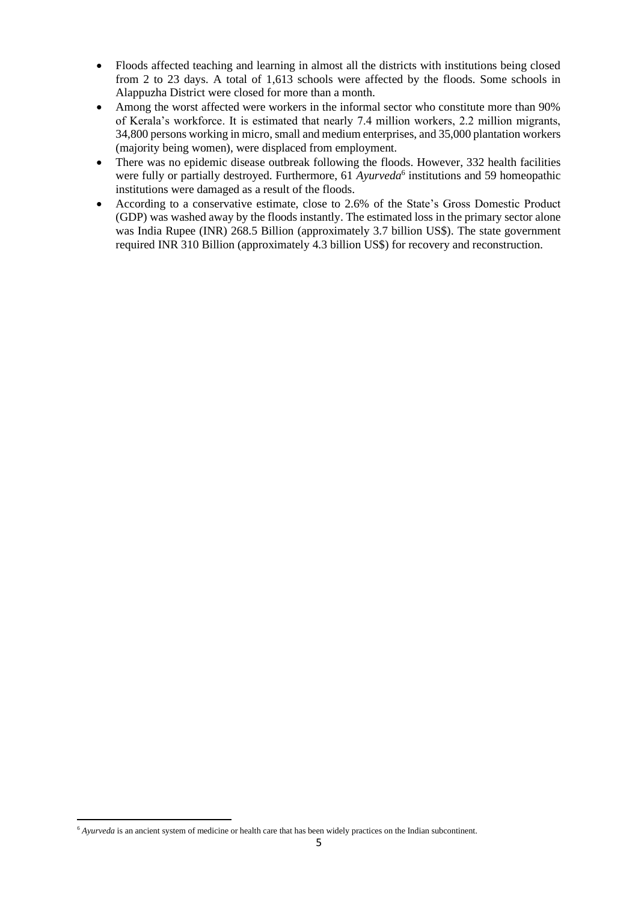- Floods affected teaching and learning in almost all the districts with institutions being closed from 2 to 23 days. A total of 1,613 schools were affected by the floods. Some schools in Alappuzha District were closed for more than a month.
- Among the worst affected were workers in the informal sector who constitute more than 90% of Kerala's workforce. It is estimated that nearly 7.4 million workers, 2.2 million migrants, 34,800 persons working in micro, small and medium enterprises, and 35,000 plantation workers (majority being women), were displaced from employment.
- There was no epidemic disease outbreak following the floods. However, 332 health facilities were fully or partially destroyed. Furthermore, 61 *Ayurveda*[6] institutions and 59 homeopathic institutions were damaged as a result of the floods.
- According to a conservative estimate, close to 2.6% of the State's Gross Domestic Product (GDP) was washed away by the floods instantly. The estimated loss in the primary sector alone was India Rupee (INR) 268.5 Billion (approximately 3.7 billion US$). The state government required INR 310 Billion (approximately 4.3 billion US$) for recovery and reconstruction.

---

[6] *Ayurveda* is an ancient system of medicine or health care that has been widely practices on the Indian subcontinent.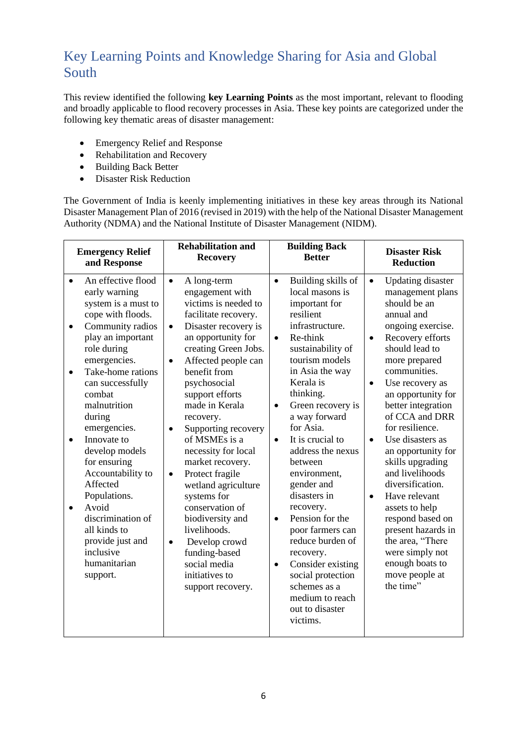## Key Learning Points and Knowledge Sharing for Asia and Global South

This review identified the following **key Learning Points** as the most important, relevant to flooding and broadly applicable to flood recovery processes in Asia. These key points are categorized under the following key thematic areas of disaster management:

- Emergency Relief and Response
- Rehabilitation and Recovery
- Building Back Better
- Disaster Risk Reduction

The Government of India is keenly implementing initiatives in these key areas through its National Disaster Management Plan of 2016 (revised in 2019) with the help of the National Disaster Management Authority (NDMA) and the National Institute of Disaster Management (NIDM).

| **Emergency Relief and Response** | **Rehabilitation and Recovery** | **Building Back Better** | **Disaster Risk Reduction** |
|---|---|---|---|
| • An effective flood early warning system is a must to cope with floods.<br>• Community radios play an important role during emergencies.<br>• Take-home rations can successfully combat malnutrition during emergencies.<br>• Innovate to develop models for ensuring Accountability to Affected Populations.<br>• Avoid discrimination of all kinds to provide just and inclusive humanitarian support. | • A long-term engagement with victims is needed to facilitate recovery.<br>• Disaster recovery is an opportunity for creating Green Jobs.<br>• Affected people can benefit from psychosocial support efforts made in Kerala recovery.<br>• Supporting recovery of MSMEs is a necessity for local market recovery.<br>• Protect fragile wetland agriculture systems for conservation of biodiversity and livelihoods.<br>• Develop crowd funding-based social media initiatives to support recovery. | • Building skills of local masons is important for resilient infrastructure.<br>• Re-think sustainability of tourism models in Asia the way Kerala is thinking.<br>• Green recovery is a way forward for Asia.<br>• It is crucial to address the nexus between environment, gender and disasters in recovery.<br>• Pension for the poor farmers can reduce burden of recovery.<br>• Consider existing social protection schemes as a medium to reach out to disaster victims. | • Updating disaster management plans should be an annual and ongoing exercise.<br>• Recovery efforts should lead to more prepared communities.<br>• Use recovery as an opportunity for better integration of CCA and DRR for resilience.<br>• Use disasters as an opportunity for skills upgrading and livelihoods diversification.<br>• Have relevant assets to help respond based on present hazards in the area, "There were simply not enough boats to move people at the time" |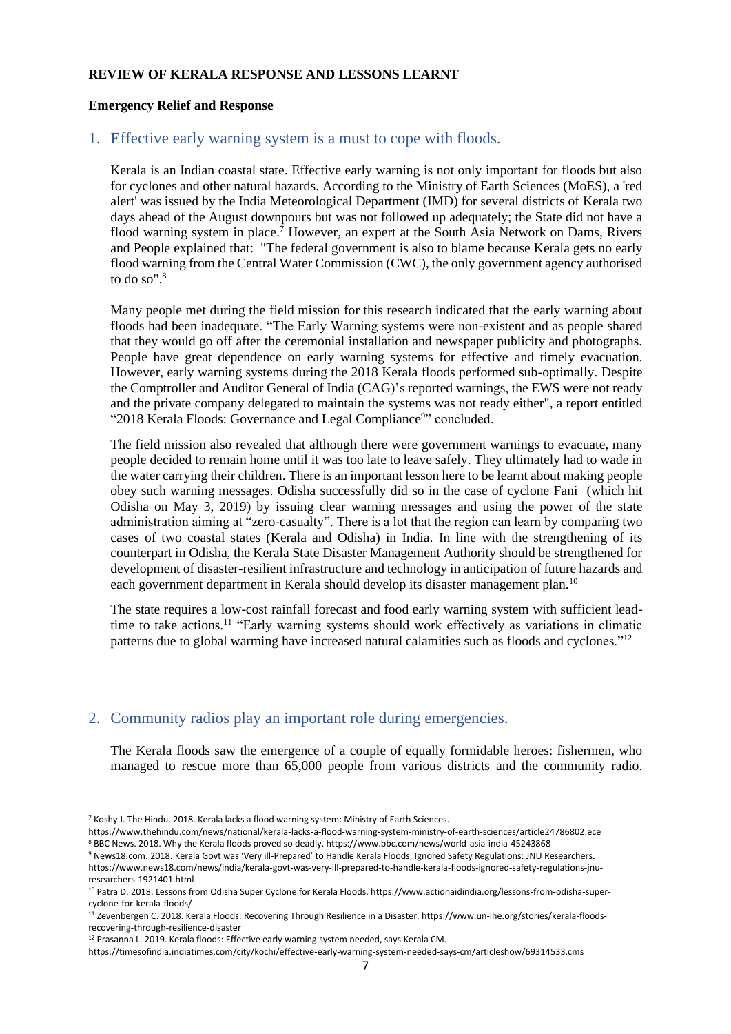**REVIEW OF KERALA RESPONSE AND LESSONS LEARNT**

**Emergency Relief and Response**

## 1. Effective early warning system is a must to cope with floods.

Kerala is an Indian coastal state. Effective early warning is not only important for floods but also for cyclones and other natural hazards. According to the Ministry of Earth Sciences (MoES), a 'red alert' was issued by the India Meteorological Department (IMD) for several districts of Kerala two days ahead of the August downpours but was not followed up adequately; the State did not have a flood warning system in place.[7] However, an expert at the South Asia Network on Dams, Rivers and People explained that: "The federal government is also to blame because Kerala gets no early flood warning from the Central Water Commission (CWC), the only government agency authorised to do so".[8]

Many people met during the field mission for this research indicated that the early warning about floods had been inadequate. "The Early Warning systems were non-existent and as people shared that they would go off after the ceremonial installation and newspaper publicity and photographs. People have great dependence on early warning systems for effective and timely evacuation. However, early warning systems during the 2018 Kerala floods performed sub-optimally. Despite the Comptroller and Auditor General of India (CAG)'s reported warnings, the EWS were not ready and the private company delegated to maintain the systems was not ready either", a report entitled "2018 Kerala Floods: Governance and Legal Compliance[9]" concluded.

The field mission also revealed that although there were government warnings to evacuate, many people decided to remain home until it was too late to leave safely. They ultimately had to wade in the water carrying their children. There is an important lesson here to be learnt about making people obey such warning messages. Odisha successfully did so in the case of cyclone Fani (which hit Odisha on May 3, 2019) by issuing clear warning messages and using the power of the state administration aiming at "zero-casualty". There is a lot that the region can learn by comparing two cases of two coastal states (Kerala and Odisha) in India. In line with the strengthening of its counterpart in Odisha, the Kerala State Disaster Management Authority should be strengthened for development of disaster-resilient infrastructure and technology in anticipation of future hazards and each government department in Kerala should develop its disaster management plan.[10]

The state requires a low-cost rainfall forecast and food early warning system with sufficient lead-time to take actions.[11] "Early warning systems should work effectively as variations in climatic patterns due to global warming have increased natural calamities such as floods and cyclones."[12]

## 2. Community radios play an important role during emergencies.

The Kerala floods saw the emergence of a couple of equally formidable heroes: fishermen, who managed to rescue more than 65,000 people from various districts and the community radio.

---

[7] Koshy J. The Hindu. 2018. Kerala lacks a flood warning system: Ministry of Earth Sciences. https://www.thehindu.com/news/national/kerala-lacks-a-flood-warning-system-ministry-of-earth-sciences/article24786802.ece

[8] BBC News. 2018. Why the Kerala floods proved so deadly. https://www.bbc.com/news/world-asia-india-45243868

[9] News18.com. 2018. Kerala Govt was 'Very ill-Prepared' to Handle Kerala Floods, Ignored Safety Regulations: JNU Researchers. https://www.news18.com/news/india/kerala-govt-was-very-ill-prepared-to-handle-kerala-floods-ignored-safety-regulations-jnu-researchers-1921401.html

[10] Patra D. 2018. Lessons from Odisha Super Cyclone for Kerala Floods. https://www.actionaidindia.org/lessons-from-odisha-super-cyclone-for-kerala-floods/

[11] Zevenbergen C. 2018. Kerala Floods: Recovering Through Resilience in a Disaster. https://www.un-ihe.org/stories/kerala-floods-recovering-through-resilience-disaster

[12] Prasanna L. 2019. Kerala floods: Effective early warning system needed, says Kerala CM. https://timesofindia.indiatimes.com/city/kochi/effective-early-warning-system-needed-says-cm/articleshow/69314533.cms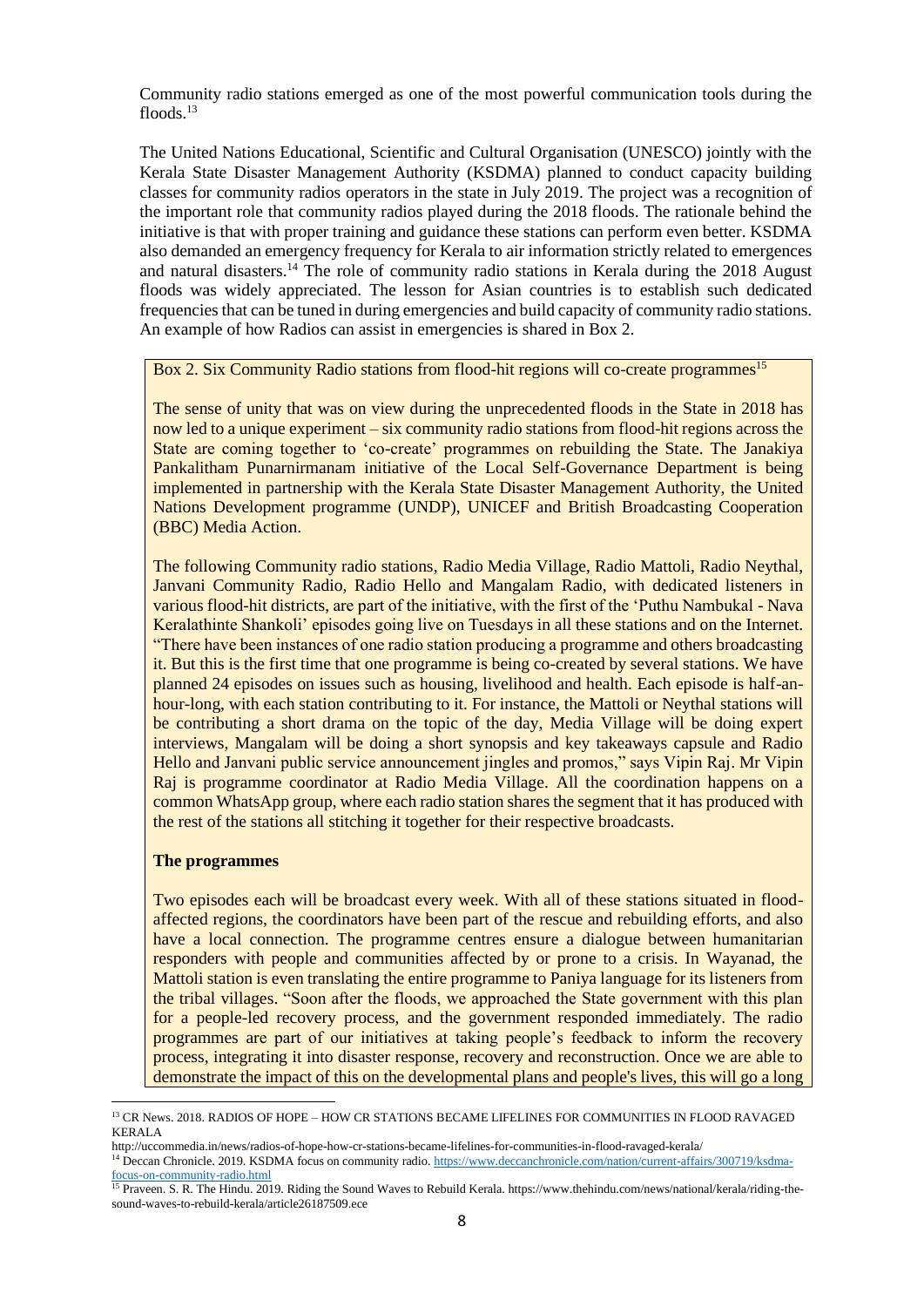Community radio stations emerged as one of the most powerful communication tools during the floods.[13]

The United Nations Educational, Scientific and Cultural Organisation (UNESCO) jointly with the Kerala State Disaster Management Authority (KSDMA) planned to conduct capacity building classes for community radios operators in the state in July 2019. The project was a recognition of the important role that community radios played during the 2018 floods. The rationale behind the initiative is that with proper training and guidance these stations can perform even better. KSDMA also demanded an emergency frequency for Kerala to air information strictly related to emergences and natural disasters.[14] The role of community radio stations in Kerala during the 2018 August floods was widely appreciated. The lesson for Asian countries is to establish such dedicated frequencies that can be tuned in during emergencies and build capacity of community radio stations. An example of how Radios can assist in emergencies is shared in Box 2.

> Box 2. Six Community Radio stations from flood-hit regions will co-create programmes[15]
>
> The sense of unity that was on view during the unprecedented floods in the State in 2018 has now led to a unique experiment – six community radio stations from flood-hit regions across the State are coming together to 'co-create' programmes on rebuilding the State. The Janakiya Pankalitham Punarnirmanam initiative of the Local Self-Governance Department is being implemented in partnership with the Kerala State Disaster Management Authority, the United Nations Development programme (UNDP), UNICEF and British Broadcasting Cooperation (BBC) Media Action.
>
> The following Community radio stations, Radio Media Village, Radio Mattoli, Radio Neythal, Janvani Community Radio, Radio Hello and Mangalam Radio, with dedicated listeners in various flood-hit districts, are part of the initiative, with the first of the 'Puthu Nambukal - Nava Keralathinte Shankoli' episodes going live on Tuesdays in all these stations and on the Internet. "There have been instances of one radio station producing a programme and others broadcasting it. But this is the first time that one programme is being co-created by several stations. We have planned 24 episodes on issues such as housing, livelihood and health. Each episode is half-an-hour-long, with each station contributing to it. For instance, the Mattoli or Neythal stations will be contributing a short drama on the topic of the day, Media Village will be doing expert interviews, Mangalam will be doing a short synopsis and key takeaways capsule and Radio Hello and Janvani public service announcement jingles and promos," says Vipin Raj. Mr Vipin Raj is programme coordinator at Radio Media Village. All the coordination happens on a common WhatsApp group, where each radio station shares the segment that it has produced with the rest of the stations all stitching it together for their respective broadcasts.
>
> **The programmes**
>
> Two episodes each will be broadcast every week. With all of these stations situated in flood-affected regions, the coordinators have been part of the rescue and rebuilding efforts, and also have a local connection. The programme centres ensure a dialogue between humanitarian responders with people and communities affected by or prone to a crisis. In Wayanad, the Mattoli station is even translating the entire programme to Paniya language for its listeners from the tribal villages. "Soon after the floods, we approached the State government with this plan for a people-led recovery process, and the government responded immediately. The radio programmes are part of our initiatives at taking people's feedback to inform the recovery process, integrating it into disaster response, recovery and reconstruction. Once we are able to demonstrate the impact of this on the developmental plans and people's lives, this will go a long

---

[13] CR News. 2018. RADIOS OF HOPE – HOW CR STATIONS BECAME LIFELINES FOR COMMUNITIES IN FLOOD RAVAGED KERALA
http://uccommedia.in/news/radios-of-hope-how-cr-stations-became-lifelines-for-communities-in-flood-ravaged-kerala/

[14] Deccan Chronicle. 2019. KSDMA focus on community radio. https://www.deccanchronicle.com/nation/current-affairs/300719/ksdma-focus-on-community-radio.html

[15] Praveen. S. R. The Hindu. 2019. Riding the Sound Waves to Rebuild Kerala. https://www.thehindu.com/news/national/kerala/riding-the-sound-waves-to-rebuild-kerala/article26187509.ece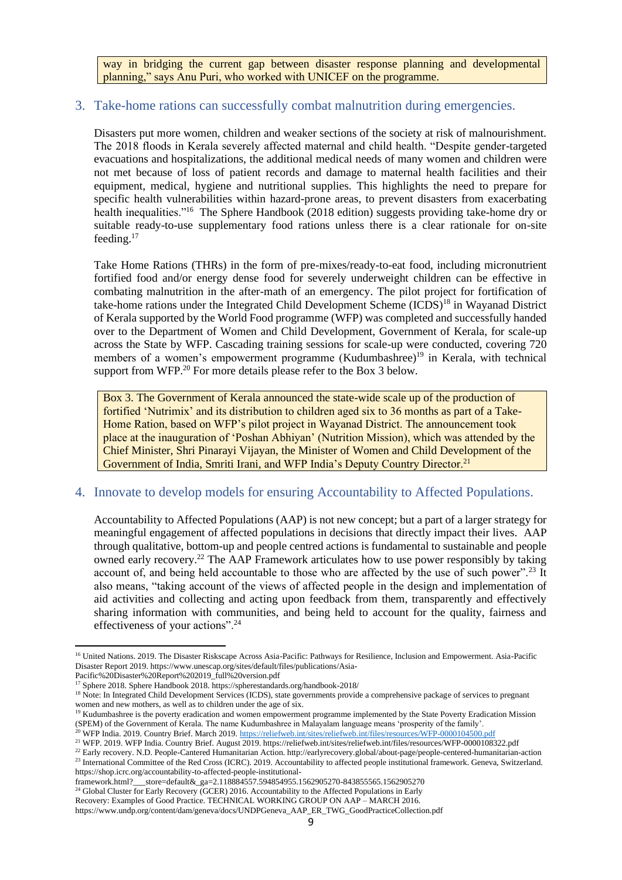> way in bridging the current gap between disaster response planning and developmental planning," says Anu Puri, who worked with UNICEF on the programme.

## 3. Take-home rations can successfully combat malnutrition during emergencies.

Disasters put more women, children and weaker sections of the society at risk of malnourishment. The 2018 floods in Kerala severely affected maternal and child health. "Despite gender-targeted evacuations and hospitalizations, the additional medical needs of many women and children were not met because of loss of patient records and damage to maternal health facilities and their equipment, medical, hygiene and nutritional supplies. This highlights the need to prepare for specific health vulnerabilities within hazard-prone areas, to prevent disasters from exacerbating health inequalities."[16] The Sphere Handbook (2018 edition) suggests providing take-home dry or suitable ready-to-use supplementary food rations unless there is a clear rationale for on-site feeding.[17]

Take Home Rations (THRs) in the form of pre-mixes/ready-to-eat food, including micronutrient fortified food and/or energy dense food for severely underweight children can be effective in combating malnutrition in the after-math of an emergency. The pilot project for fortification of take-home rations under the Integrated Child Development Scheme (ICDS)[18] in Wayanad District of Kerala supported by the World Food programme (WFP) was completed and successfully handed over to the Department of Women and Child Development, Government of Kerala, for scale-up across the State by WFP. Cascading training sessions for scale-up were conducted, covering 720 members of a women's empowerment programme (Kudumbashree)[19] in Kerala, with technical support from WFP.[20] For more details please refer to the Box 3 below.

> Box 3. The Government of Kerala announced the state-wide scale up of the production of fortified 'Nutrimix' and its distribution to children aged six to 36 months as part of a Take-Home Ration, based on WFP's pilot project in Wayanad District. The announcement took place at the inauguration of 'Poshan Abhiyan' (Nutrition Mission), which was attended by the Chief Minister, Shri Pinarayi Vijayan, the Minister of Women and Child Development of the Government of India, Smriti Irani, and WFP India's Deputy Country Director.[21]

## 4. Innovate to develop models for ensuring Accountability to Affected Populations.

Accountability to Affected Populations (AAP) is not new concept; but a part of a larger strategy for meaningful engagement of affected populations in decisions that directly impact their lives. AAP through qualitative, bottom-up and people centred actions is fundamental to sustainable and people owned early recovery.[22] The AAP Framework articulates how to use power responsibly by taking account of, and being held accountable to those who are affected by the use of such power".[23] It also means, "taking account of the views of affected people in the design and implementation of aid activities and collecting and acting upon feedback from them, transparently and effectively sharing information with communities, and being held to account for the quality, fairness and effectiveness of your actions".[24]

---

[16] United Nations. 2019. The Disaster Riskscape Across Asia-Pacific: Pathways for Resilience, Inclusion and Empowerment. Asia-Pacific Disaster Report 2019. https://www.unescap.org/sites/default/files/publications/Asia-Pacific%20Disaster%20Report%202019_full%20version.pdf

[17] Sphere 2018. Sphere Handbook 2018. https://spherestandards.org/handbook-2018/

[18] Note: In Integrated Child Development Services (ICDS), state governments provide a comprehensive package of services to pregnant women and new mothers, as well as to children under the age of six.

[19] Kudumbashree is the poverty eradication and women empowerment programme implemented by the State Poverty Eradication Mission (SPEM) of the Government of Kerala. The name Kudumbashree in Malayalam language means 'prosperity of the family'.

[20] WFP India. 2019. Country Brief. March 2019. https://reliefweb.int/sites/reliefweb.int/files/resources/WFP-0000104500.pdf

[21] WFP. 2019. WFP India. Country Brief. August 2019. https://reliefweb.int/sites/reliefweb.int/files/resources/WFP-0000108322.pdf

[22] Early recovery. N.D. People-Cantered Humanitarian Action. http://earlyrecovery.global/about-page/people-centered-humanitarian-action

[23] International Committee of the Red Cross (ICRC). 2019. Accountability to affected people institutional framework. Geneva, Switzerland. https://shop.icrc.org/accountability-to-affected-people-institutional-framework.html?___store=default&_ga=2.118884557.594854955.1562905270-843855565.1562905270

[24] Global Cluster for Early Recovery (GCER) 2016. Accountability to the Affected Populations in Early Recovery: Examples of Good Practice. TECHNICAL WORKING GROUP ON AAP – MARCH 2016. https://www.undp.org/content/dam/geneva/docs/UNDPGeneva_AAP_ER_TWG_GoodPracticeCollection.pdf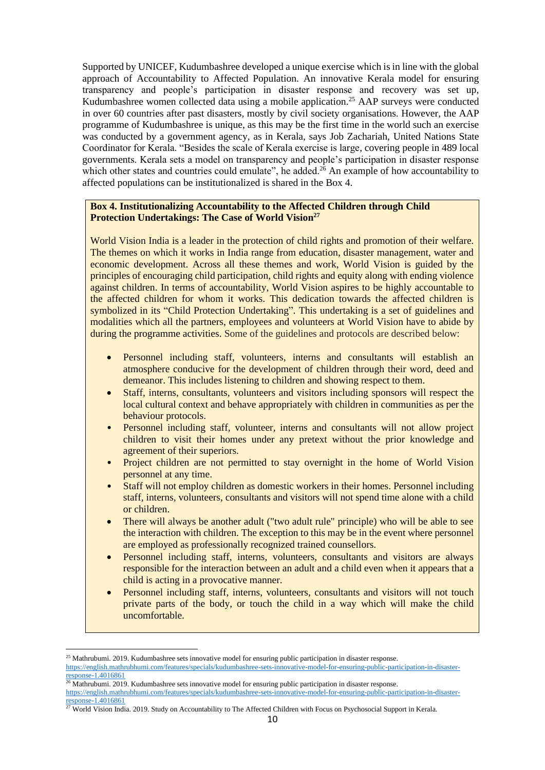Supported by UNICEF, Kudumbashree developed a unique exercise which is in line with the global approach of Accountability to Affected Population. An innovative Kerala model for ensuring transparency and people's participation in disaster response and recovery was set up, Kudumbashree women collected data using a mobile application.[25] AAP surveys were conducted in over 60 countries after past disasters, mostly by civil society organisations. However, the AAP programme of Kudumbashree is unique, as this may be the first time in the world such an exercise was conducted by a government agency, as in Kerala, says Job Zachariah, United Nations State Coordinator for Kerala. "Besides the scale of Kerala exercise is large, covering people in 489 local governments. Kerala sets a model on transparency and people's participation in disaster response which other states and countries could emulate", he added.[26] An example of how accountability to affected populations can be institutionalized is shared in the Box 4.

**Box 4. Institutionalizing Accountability to the Affected Children through Child Protection Undertakings: The Case of World Vision[27]**

World Vision India is a leader in the protection of child rights and promotion of their welfare. The themes on which it works in India range from education, disaster management, water and economic development. Across all these themes and work, World Vision is guided by the principles of encouraging child participation, child rights and equity along with ending violence against children. In terms of accountability, World Vision aspires to be highly accountable to the affected children for whom it works. This dedication towards the affected children is symbolized in its "Child Protection Undertaking". This undertaking is a set of guidelines and modalities which all the partners, employees and volunteers at World Vision have to abide by during the programme activities. Some of the guidelines and protocols are described below:

- Personnel including staff, volunteers, interns and consultants will establish an atmosphere conducive for the development of children through their word, deed and demeanor. This includes listening to children and showing respect to them.
- Staff, interns, consultants, volunteers and visitors including sponsors will respect the local cultural context and behave appropriately with children in communities as per the behaviour protocols.
- Personnel including staff, volunteer, interns and consultants will not allow project children to visit their homes under any pretext without the prior knowledge and agreement of their superiors.
- Project children are not permitted to stay overnight in the home of World Vision personnel at any time.
- Staff will not employ children as domestic workers in their homes. Personnel including staff, interns, volunteers, consultants and visitors will not spend time alone with a child or children.
- There will always be another adult ("two adult rule" principle) who will be able to see the interaction with children. The exception to this may be in the event where personnel are employed as professionally recognized trained counsellors.
- Personnel including staff, interns, volunteers, consultants and visitors are always responsible for the interaction between an adult and a child even when it appears that a child is acting in a provocative manner.
- Personnel including staff, interns, volunteers, consultants and visitors will not touch private parts of the body, or touch the child in a way which will make the child uncomfortable.

---

[25] Mathrubumi. 2019. Kudumbashree sets innovative model for ensuring public participation in disaster response. https://english.mathrubhumi.com/features/specials/kudumbashree-sets-innovative-model-for-ensuring-public-participation-in-disaster-response-1.4016861

[26] Mathrubumi. 2019. Kudumbashree sets innovative model for ensuring public participation in disaster response. https://english.mathrubhumi.com/features/specials/kudumbashree-sets-innovative-model-for-ensuring-public-participation-in-disaster-response-1.4016861

[27] World Vision India. 2019. Study on Accountability to The Affected Children with Focus on Psychosocial Support in Kerala.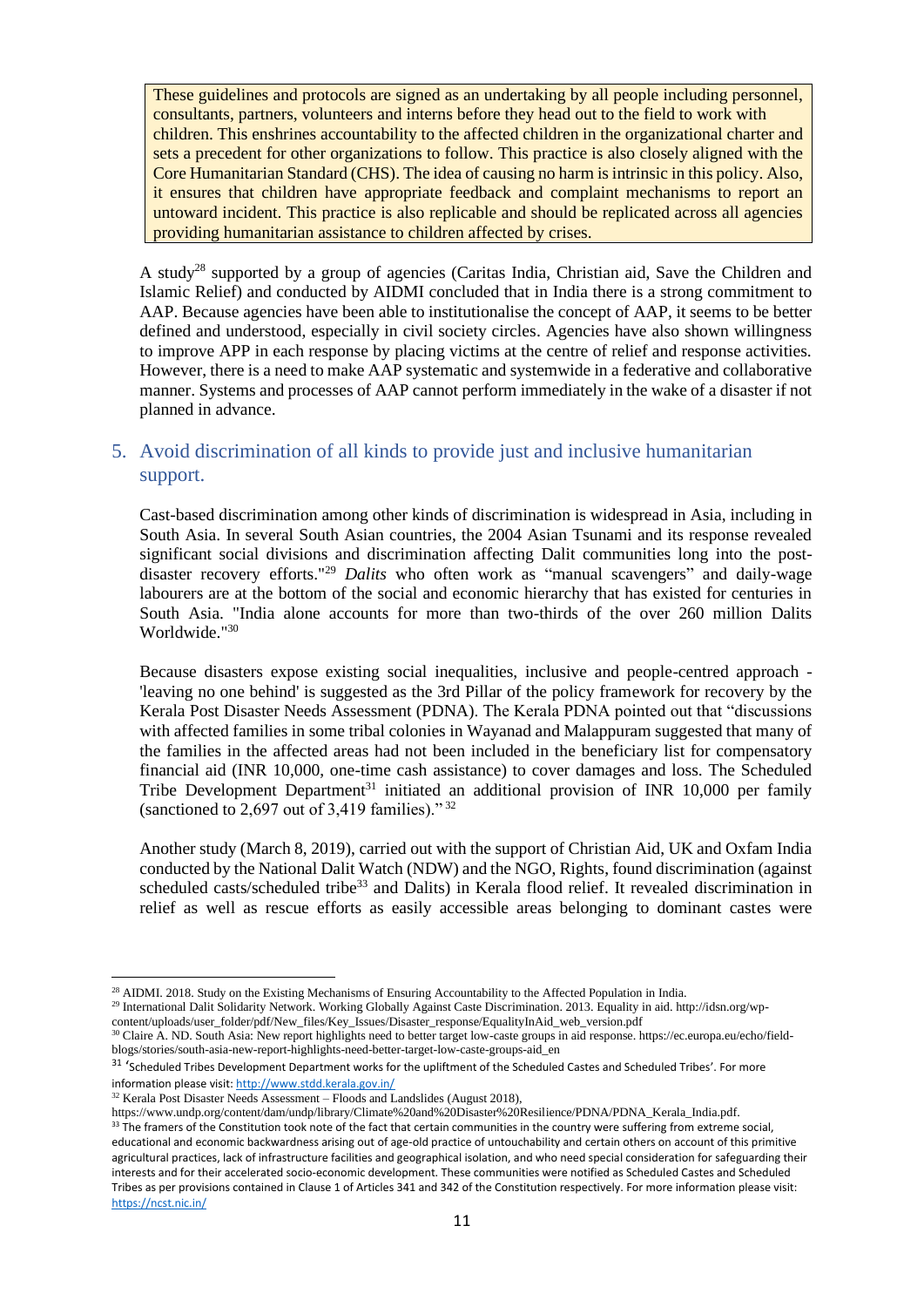> These guidelines and protocols are signed as an undertaking by all people including personnel, consultants, partners, volunteers and interns before they head out to the field to work with children. This enshrines accountability to the affected children in the organizational charter and sets a precedent for other organizations to follow. This practice is also closely aligned with the Core Humanitarian Standard (CHS). The idea of causing no harm is intrinsic in this policy. Also, it ensures that children have appropriate feedback and complaint mechanisms to report an untoward incident. This practice is also replicable and should be replicated across all agencies providing humanitarian assistance to children affected by crises.

A study[28] supported by a group of agencies (Caritas India, Christian aid, Save the Children and Islamic Relief) and conducted by AIDMI concluded that in India there is a strong commitment to AAP. Because agencies have been able to institutionalise the concept of AAP, it seems to be better defined and understood, especially in civil society circles. Agencies have also shown willingness to improve APP in each response by placing victims at the centre of relief and response activities. However, there is a need to make AAP systematic and systemwide in a federative and collaborative manner. Systems and processes of AAP cannot perform immediately in the wake of a disaster if not planned in advance.

## 5. Avoid discrimination of all kinds to provide just and inclusive humanitarian support.

Cast-based discrimination among other kinds of discrimination is widespread in Asia, including in South Asia. In several South Asian countries, the 2004 Asian Tsunami and its response revealed significant social divisions and discrimination affecting Dalit communities long into the post-disaster recovery efforts."[29] *Dalits* who often work as "manual scavengers" and daily-wage labourers are at the bottom of the social and economic hierarchy that has existed for centuries in South Asia. "India alone accounts for more than two-thirds of the over 260 million Dalits Worldwide."[30]

Because disasters expose existing social inequalities, inclusive and people-centred approach - 'leaving no one behind' is suggested as the 3rd Pillar of the policy framework for recovery by the Kerala Post Disaster Needs Assessment (PDNA). The Kerala PDNA pointed out that "discussions with affected families in some tribal colonies in Wayanad and Malappuram suggested that many of the families in the affected areas had not been included in the beneficiary list for compensatory financial aid (INR 10,000, one-time cash assistance) to cover damages and loss. The Scheduled Tribe Development Department[31] initiated an additional provision of INR 10,000 per family (sanctioned to 2,697 out of 3,419 families)."[32]

Another study (March 8, 2019), carried out with the support of Christian Aid, UK and Oxfam India conducted by the National Dalit Watch (NDW) and the NGO, Rights, found discrimination (against scheduled casts/scheduled tribe[33] and Dalits) in Kerala flood relief. It revealed discrimination in relief as well as rescue efforts as easily accessible areas belonging to dominant castes were

---

[28] AIDMI. 2018. Study on the Existing Mechanisms of Ensuring Accountability to the Affected Population in India.

[29] International Dalit Solidarity Network. Working Globally Against Caste Discrimination. 2013. Equality in aid. http://idsn.org/wp-content/uploads/user_folder/pdf/New_files/Key_Issues/Disaster_response/EqualityInAid_web_version.pdf

[30] Claire A. ND. South Asia: New report highlights need to better target low-caste groups in aid response. https://ec.europa.eu/echo/field-blogs/stories/south-asia-new-report-highlights-need-better-target-low-caste-groups-aid_en

[31] 'Scheduled Tribes Development Department works for the upliftment of the Scheduled Castes and Scheduled Tribes'. For more information please visit: http://www.stdd.kerala.gov.in/

[32] Kerala Post Disaster Needs Assessment – Floods and Landslides (August 2018), https://www.undp.org/content/dam/undp/library/Climate%20and%20Disaster%20Resilience/PDNA/PDNA_Kerala_India.pdf.

[33] The framers of the Constitution took note of the fact that certain communities in the country were suffering from extreme social, educational and economic backwardness arising out of age-old practice of untouchability and certain others on account of this primitive agricultural practices, lack of infrastructure facilities and geographical isolation, and who need special consideration for safeguarding their interests and for their accelerated socio-economic development. These communities were notified as Scheduled Castes and Scheduled Tribes as per provisions contained in Clause 1 of Articles 341 and 342 of the Constitution respectively. For more information please visit: https://ncst.nic.in/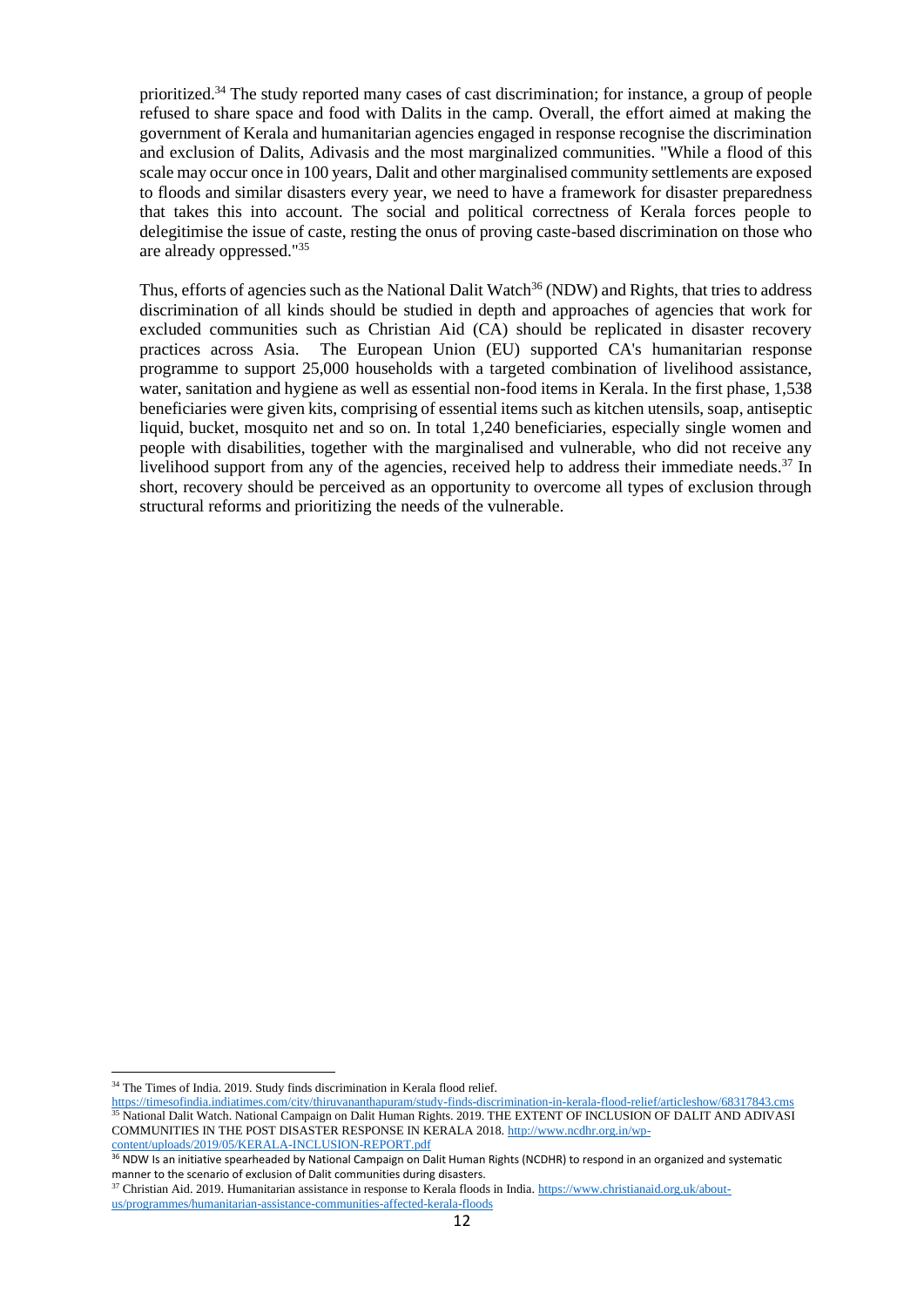prioritized.[34] The study reported many cases of cast discrimination; for instance, a group of people refused to share space and food with Dalits in the camp. Overall, the effort aimed at making the government of Kerala and humanitarian agencies engaged in response recognise the discrimination and exclusion of Dalits, Adivasis and the most marginalized communities. "While a flood of this scale may occur once in 100 years, Dalit and other marginalised community settlements are exposed to floods and similar disasters every year, we need to have a framework for disaster preparedness that takes this into account. The social and political correctness of Kerala forces people to delegitimise the issue of caste, resting the onus of proving caste-based discrimination on those who are already oppressed."[35]

Thus, efforts of agencies such as the National Dalit Watch[36] (NDW) and Rights, that tries to address discrimination of all kinds should be studied in depth and approaches of agencies that work for excluded communities such as Christian Aid (CA) should be replicated in disaster recovery practices across Asia. The European Union (EU) supported CA's humanitarian response programme to support 25,000 households with a targeted combination of livelihood assistance, water, sanitation and hygiene as well as essential non-food items in Kerala. In the first phase, 1,538 beneficiaries were given kits, comprising of essential items such as kitchen utensils, soap, antiseptic liquid, bucket, mosquito net and so on. In total 1,240 beneficiaries, especially single women and people with disabilities, together with the marginalised and vulnerable, who did not receive any livelihood support from any of the agencies, received help to address their immediate needs.[37] In short, recovery should be perceived as an opportunity to overcome all types of exclusion through structural reforms and prioritizing the needs of the vulnerable.

---

[34] The Times of India. 2019. Study finds discrimination in Kerala flood relief. https://timesofindia.indiatimes.com/city/thiruvananthapuram/study-finds-discrimination-in-kerala-flood-relief/articleshow/68317843.cms

[35] National Dalit Watch. National Campaign on Dalit Human Rights. 2019. THE EXTENT OF INCLUSION OF DALIT AND ADIVASI COMMUNITIES IN THE POST DISASTER RESPONSE IN KERALA 2018. http://www.ncdhr.org.in/wp-content/uploads/2019/05/KERALA-INCLUSION-REPORT.pdf

[36] NDW Is an initiative spearheaded by National Campaign on Dalit Human Rights (NCDHR) to respond in an organized and systematic manner to the scenario of exclusion of Dalit communities during disasters.

[37] Christian Aid. 2019. Humanitarian assistance in response to Kerala floods in India. https://www.christianaid.org.uk/about-us/programmes/humanitarian-assistance-communities-affected-kerala-floods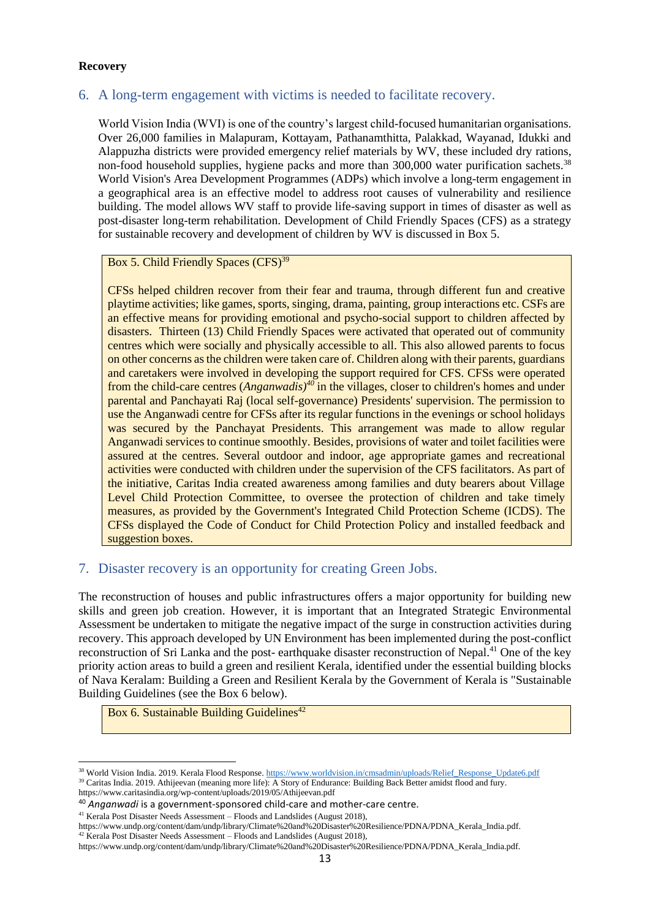**Recovery**

## 6. A long-term engagement with victims is needed to facilitate recovery.

World Vision India (WVI) is one of the country's largest child-focused humanitarian organisations. Over 26,000 families in Malapuram, Kottayam, Pathanamthitta, Palakkad, Wayanad, Idukki and Alappuzha districts were provided emergency relief materials by WV, these included dry rations, non-food household supplies, hygiene packs and more than 300,000 water purification sachets.[38] World Vision's Area Development Programmes (ADPs) which involve a long-term engagement in a geographical area is an effective model to address root causes of vulnerability and resilience building. The model allows WV staff to provide life-saving support in times of disaster as well as post-disaster long-term rehabilitation. Development of Child Friendly Spaces (CFS) as a strategy for sustainable recovery and development of children by WV is discussed in Box 5.

> Box 5. Child Friendly Spaces (CFS)[39]
>
> CFSs helped children recover from their fear and trauma, through different fun and creative playtime activities; like games, sports, singing, drama, painting, group interactions etc. CSFs are an effective means for providing emotional and psycho-social support to children affected by disasters. Thirteen (13) Child Friendly Spaces were activated that operated out of community centres which were socially and physically accessible to all. This also allowed parents to focus on other concerns as the children were taken care of. Children along with their parents, guardians and caretakers were involved in developing the support required for CFS. CFSs were operated from the child-care centres (*Anganwadis*)[40] in the villages, closer to children's homes and under parental and Panchayati Raj (local self-governance) Presidents' supervision. The permission to use the Anganwadi centre for CFSs after its regular functions in the evenings or school holidays was secured by the Panchayat Presidents. This arrangement was made to allow regular Anganwadi services to continue smoothly. Besides, provisions of water and toilet facilities were assured at the centres. Several outdoor and indoor, age appropriate games and recreational activities were conducted with children under the supervision of the CFS facilitators. As part of the initiative, Caritas India created awareness among families and duty bearers about Village Level Child Protection Committee, to oversee the protection of children and take timely measures, as provided by the Government's Integrated Child Protection Scheme (ICDS). The CFSs displayed the Code of Conduct for Child Protection Policy and installed feedback and suggestion boxes.

## 7. Disaster recovery is an opportunity for creating Green Jobs.

The reconstruction of houses and public infrastructures offers a major opportunity for building new skills and green job creation. However, it is important that an Integrated Strategic Environmental Assessment be undertaken to mitigate the negative impact of the surge in construction activities during recovery. This approach developed by UN Environment has been implemented during the post-conflict reconstruction of Sri Lanka and the post- earthquake disaster reconstruction of Nepal.[41] One of the key priority action areas to build a green and resilient Kerala, identified under the essential building blocks of Nava Keralam: Building a Green and Resilient Kerala by the Government of Kerala is "Sustainable Building Guidelines (see the Box 6 below).

> Box 6. Sustainable Building Guidelines[42]

---

[38] World Vision India. 2019. Kerala Flood Response. https://www.worldvision.in/cmsadmin/uploads/Relief_Response_Update6.pdf

[39] Caritas India. 2019. Athijeevan (meaning more life): A Story of Endurance: Building Back Better amidst flood and fury. https://www.caritasindia.org/wp-content/uploads/2019/05/Athijeevan.pdf

[40] *Anganwadi* is a government-sponsored child-care and mother-care centre.

[41] Kerala Post Disaster Needs Assessment – Floods and Landslides (August 2018), https://www.undp.org/content/dam/undp/library/Climate%20and%20Disaster%20Resilience/PDNA/PDNA_Kerala_India.pdf.

[42] Kerala Post Disaster Needs Assessment – Floods and Landslides (August 2018), https://www.undp.org/content/dam/undp/library/Climate%20and%20Disaster%20Resilience/PDNA/PDNA_Kerala_India.pdf.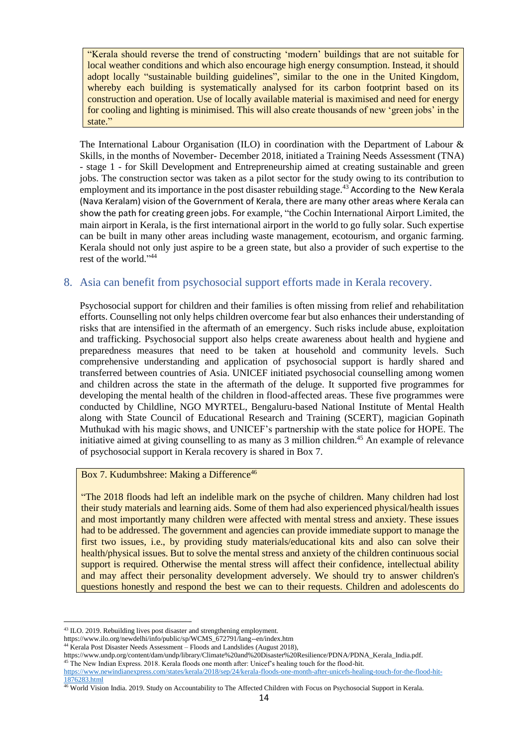> "Kerala should reverse the trend of constructing 'modern' buildings that are not suitable for local weather conditions and which also encourage high energy consumption. Instead, it should adopt locally "sustainable building guidelines", similar to the one in the United Kingdom, whereby each building is systematically analysed for its carbon footprint based on its construction and operation. Use of locally available material is maximised and need for energy for cooling and lighting is minimised. This will also create thousands of new 'green jobs' in the state."

The International Labour Organisation (ILO) in coordination with the Department of Labour & Skills, in the months of November- December 2018, initiated a Training Needs Assessment (TNA) - stage 1 - for Skill Development and Entrepreneurship aimed at creating sustainable and green jobs. The construction sector was taken as a pilot sector for the study owing to its contribution to employment and its importance in the post disaster rebuilding stage.[43] According to the New Kerala (Nava Keralam) vision of the Government of Kerala, there are many other areas where Kerala can show the path for creating green jobs. For example, "the Cochin International Airport Limited, the main airport in Kerala, is the first international airport in the world to go fully solar. Such expertise can be built in many other areas including waste management, ecotourism, and organic farming. Kerala should not only just aspire to be a green state, but also a provider of such expertise to the rest of the world."[44]

## 8. Asia can benefit from psychosocial support efforts made in Kerala recovery.

Psychosocial support for children and their families is often missing from relief and rehabilitation efforts. Counselling not only helps children overcome fear but also enhances their understanding of risks that are intensified in the aftermath of an emergency. Such risks include abuse, exploitation and trafficking. Psychosocial support also helps create awareness about health and hygiene and preparedness measures that need to be taken at household and community levels. Such comprehensive understanding and application of psychosocial support is hardly shared and transferred between countries of Asia. UNICEF initiated psychosocial counselling among women and children across the state in the aftermath of the deluge. It supported five programmes for developing the mental health of the children in flood-affected areas. These five programmes were conducted by Childline, NGO MYRTEL, Bengaluru-based National Institute of Mental Health along with State Council of Educational Research and Training (SCERT), magician Gopinath Muthukad with his magic shows, and UNICEF's partnership with the state police for HOPE. The initiative aimed at giving counselling to as many as 3 million children.[45] An example of relevance of psychosocial support in Kerala recovery is shared in Box 7.

> Box 7. Kudumbshree: Making a Difference[46]
>
> "The 2018 floods had left an indelible mark on the psyche of children. Many children had lost their study materials and learning aids. Some of them had also experienced physical/health issues and most importantly many children were affected with mental stress and anxiety. These issues had to be addressed. The government and agencies can provide immediate support to manage the first two issues, i.e., by providing study materials/educational kits and also can solve their health/physical issues. But to solve the mental stress and anxiety of the children continuous social support is required. Otherwise the mental stress will affect their confidence, intellectual ability and may affect their personality development adversely. We should try to answer children's questions honestly and respond the best we can to their requests. Children and adolescents do

---

[43] ILO. 2019. Rebuilding lives post disaster and strengthening employment. https://www.ilo.org/newdelhi/info/public/sp/WCMS_672791/lang--en/index.htm

[44] Kerala Post Disaster Needs Assessment – Floods and Landslides (August 2018), https://www.undp.org/content/dam/undp/library/Climate%20and%20Disaster%20Resilience/PDNA/PDNA_Kerala_India.pdf.

[45] The New Indian Express. 2018. Kerala floods one month after: Unicef's healing touch for the flood-hit. https://www.newindianexpress.com/states/kerala/2018/sep/24/kerala-floods-one-month-after-unicefs-healing-touch-for-the-flood-hit-1876283.html

[46] World Vision India. 2019. Study on Accountability to The Affected Children with Focus on Psychosocial Support in Kerala.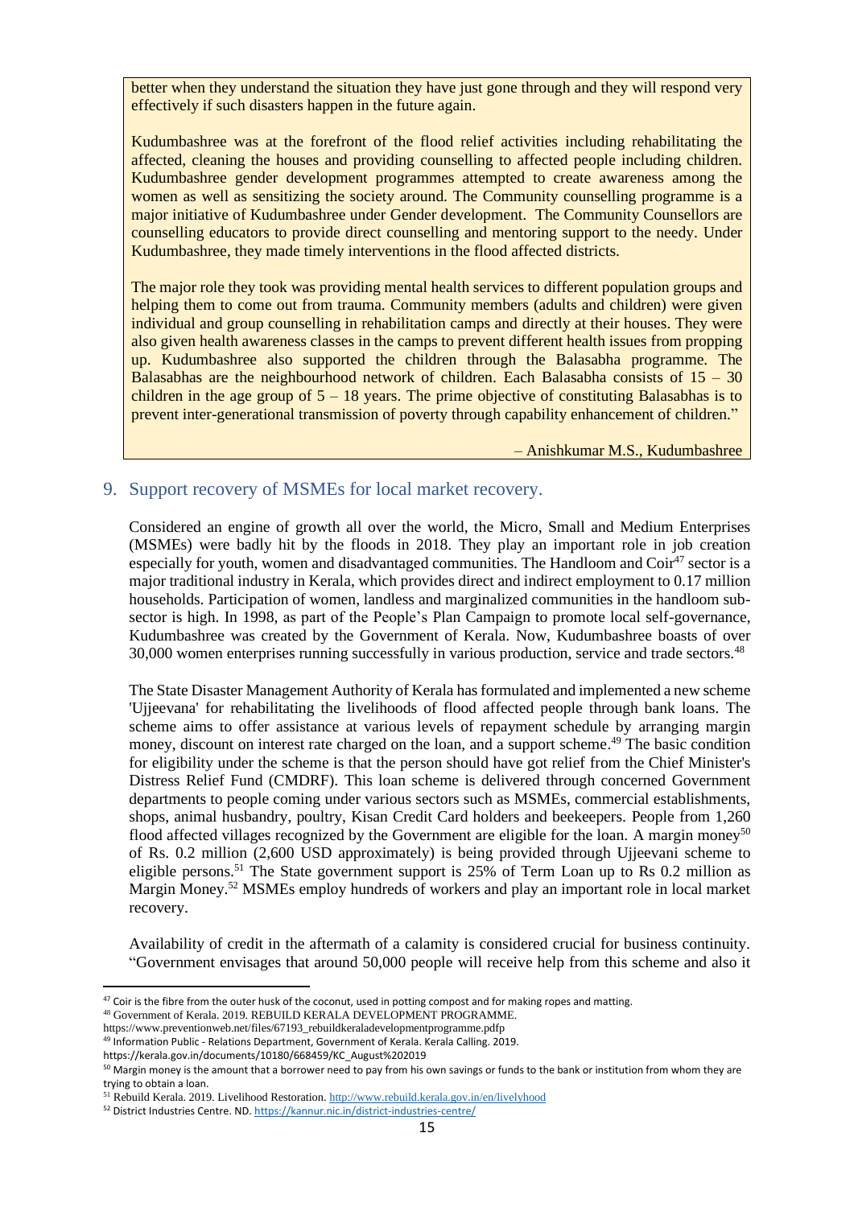better when they understand the situation they have just gone through and they will respond very effectively if such disasters happen in the future again.

Kudumbashree was at the forefront of the flood relief activities including rehabilitating the affected, cleaning the houses and providing counselling to affected people including children. Kudumbashree gender development programmes attempted to create awareness among the women as well as sensitizing the society around. The Community counselling programme is a major initiative of Kudumbashree under Gender development. The Community Counsellors are counselling educators to provide direct counselling and mentoring support to the needy. Under Kudumbashree, they made timely interventions in the flood affected districts.

The major role they took was providing mental health services to different population groups and helping them to come out from trauma. Community members (adults and children) were given individual and group counselling in rehabilitation camps and directly at their houses. They were also given health awareness classes in the camps to prevent different health issues from propping up. Kudumbashree also supported the children through the Balasabha programme. The Balasabhas are the neighbourhood network of children. Each Balasabha consists of 15 – 30 children in the age group of 5 – 18 years. The prime objective of constituting Balasabhas is to prevent inter-generational transmission of poverty through capability enhancement of children."

– Anishkumar M.S., Kudumbashree

## 9. Support recovery of MSMEs for local market recovery.

Considered an engine of growth all over the world, the Micro, Small and Medium Enterprises (MSMEs) were badly hit by the floods in 2018. They play an important role in job creation especially for youth, women and disadvantaged communities. The Handloom and Coir[47] sector is a major traditional industry in Kerala, which provides direct and indirect employment to 0.17 million households. Participation of women, landless and marginalized communities in the handloom sub-sector is high. In 1998, as part of the People's Plan Campaign to promote local self-governance, Kudumbashree was created by the Government of Kerala. Now, Kudumbashree boasts of over 30,000 women enterprises running successfully in various production, service and trade sectors.[48]

The State Disaster Management Authority of Kerala has formulated and implemented a new scheme 'Ujjeevana' for rehabilitating the livelihoods of flood affected people through bank loans. The scheme aims to offer assistance at various levels of repayment schedule by arranging margin money, discount on interest rate charged on the loan, and a support scheme.[49] The basic condition for eligibility under the scheme is that the person should have got relief from the Chief Minister's Distress Relief Fund (CMDRF). This loan scheme is delivered through concerned Government departments to people coming under various sectors such as MSMEs, commercial establishments, shops, animal husbandry, poultry, Kisan Credit Card holders and beekeepers. People from 1,260 flood affected villages recognized by the Government are eligible for the loan. A margin money[50] of Rs. 0.2 million (2,600 USD approximately) is being provided through Ujjeevani scheme to eligible persons.[51] The State government support is 25% of Term Loan up to Rs 0.2 million as Margin Money.[52] MSMEs employ hundreds of workers and play an important role in local market recovery.

Availability of credit in the aftermath of a calamity is considered crucial for business continuity. "Government envisages that around 50,000 people will receive help from this scheme and also it

[47] Coir is the fibre from the outer husk of the coconut, used in potting compost and for making ropes and matting.

[48] Government of Kerala. 2019. REBUILD KERALA DEVELOPMENT PROGRAMME. https://www.preventionweb.net/files/67193_rebuildkeraladevelopmentprogramme.pdfp

[49] Information Public - Relations Department, Government of Kerala. Kerala Calling. 2019. https://kerala.gov.in/documents/10180/668459/KC_August%202019

[50] Margin money is the amount that a borrower need to pay from his own savings or funds to the bank or institution from whom they are trying to obtain a loan.

[51] Rebuild Kerala. 2019. Livelihood Restoration. http://www.rebuild.kerala.gov.in/en/livelyhood

[52] District Industries Centre. ND. https://kannur.nic.in/district-industries-centre/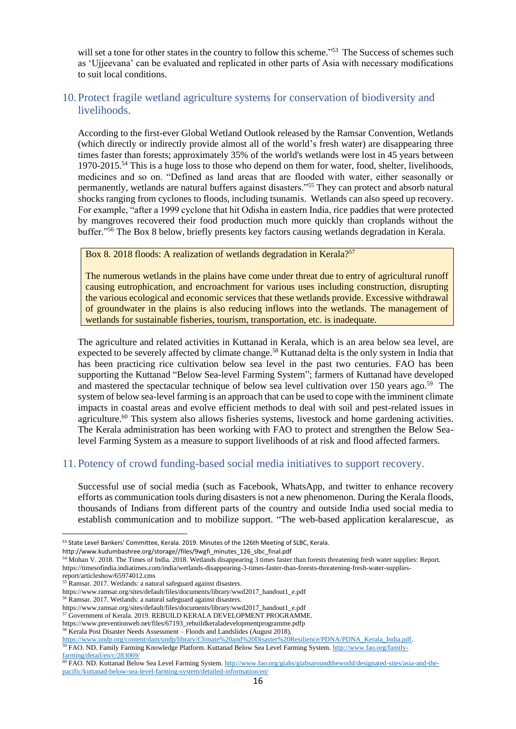will set a tone for other states in the country to follow this scheme."[53] The Success of schemes such as 'Ujjeevana' can be evaluated and replicated in other parts of Asia with necessary modifications to suit local conditions.

## 10. Protect fragile wetland agriculture systems for conservation of biodiversity and livelihoods.

According to the first-ever Global Wetland Outlook released by the Ramsar Convention, Wetlands (which directly or indirectly provide almost all of the world's fresh water) are disappearing three times faster than forests; approximately 35% of the world's wetlands were lost in 45 years between 1970-2015.[54] This is a huge loss to those who depend on them for water, food, shelter, livelihoods, medicines and so on. "Defined as land areas that are flooded with water, either seasonally or permanently, wetlands are natural buffers against disasters."[55] They can protect and absorb natural shocks ranging from cyclones to floods, including tsunamis. Wetlands can also speed up recovery. For example, "after a 1999 cyclone that hit Odisha in eastern India, rice paddies that were protected by mangroves recovered their food production much more quickly than croplands without the buffer."[56] The Box 8 below, briefly presents key factors causing wetlands degradation in Kerala.

> Box 8. 2018 floods: A realization of wetlands degradation in Kerala?[57]
>
> The numerous wetlands in the plains have come under threat due to entry of agricultural runoff causing eutrophication, and encroachment for various uses including construction, disrupting the various ecological and economic services that these wetlands provide. Excessive withdrawal of groundwater in the plains is also reducing inflows into the wetlands. The management of wetlands for sustainable fisheries, tourism, transportation, etc. is inadequate.

The agriculture and related activities in Kuttanad in Kerala, which is an area below sea level, are expected to be severely affected by climate change.[58] Kuttanad delta is the only system in India that has been practicing rice cultivation below sea level in the past two centuries. FAO has been supporting the Kuttanad "Below Sea-level Farming System"; farmers of Kuttanad have developed and mastered the spectacular technique of below sea level cultivation over 150 years ago.[59] The system of below sea-level farming is an approach that can be used to cope with the imminent climate impacts in coastal areas and evolve efficient methods to deal with soil and pest-related issues in agriculture.[60] This system also allows fisheries systems, livestock and home gardening activities. The Kerala administration has been working with FAO to protect and strengthen the Below Sea-level Farming System as a measure to support livelihoods of at risk and flood affected farmers.

## 11. Potency of crowd funding-based social media initiatives to support recovery.

Successful use of social media (such as Facebook, WhatsApp, and twitter to enhance recovery efforts as communication tools during disasters is not a new phenomenon. During the Kerala floods, thousands of Indians from different parts of the country and outside India used social media to establish communication and to mobilize support. "The web-based application keralarescue, as

---

[53] State Level Bankers' Committee, Kerala. 2019. Minutes of the 126th Meeting of SLBC, Kerala. http://www.kudumbashree.org/storage//files/9wgfi_minutes_126_slbc_final.pdf

[54] Mohan V. 2018. The Times of India. 2018. Wetlands disappearing 3 times faster than forests threatening fresh water supplies: Report. https://timesofindia.indiatimes.com/india/wetlands-disappearing-3-times-faster-than-forests-threatening-fresh-water-supplies-report/articleshow/65974012.cms

[55] Ramsar. 2017. Wetlands: a natural safeguard against disasters. https://www.ramsar.org/sites/default/files/documents/library/wwd2017_handout1_e.pdf

[56] Ramsar. 2017. Wetlands: a natural safeguard against disasters. https://www.ramsar.org/sites/default/files/documents/library/wwd2017_handout1_e.pdf

[57] Government of Kerala. 2019. REBUILD KERALA DEVELOPMENT PROGRAMME. https://www.preventionweb.net/files/67193_rebuildkeraladevelopmentprogramme.pdfp

[58] Kerala Post Disaster Needs Assessment – Floods and Landslides (August 2018), https://www.undp.org/content/dam/undp/library/Climate%20and%20Disaster%20Resilience/PDNA/PDNA_Kerala_India.pdf.

[59] FAO. ND. Family Farming Knowledge Platform. Kuttanad Below Sea Level Farming System. http://www.fao.org/family-farming/detail/en/c/283069/

[60] FAO. ND. Kuttanad Below Sea Level Farming System. http://www.fao.org/giahs/giahsaroundtheworld/designated-sites/asia-and-the-pacific/kuttanad-below-sea-level-farming-system/detailed-information/en/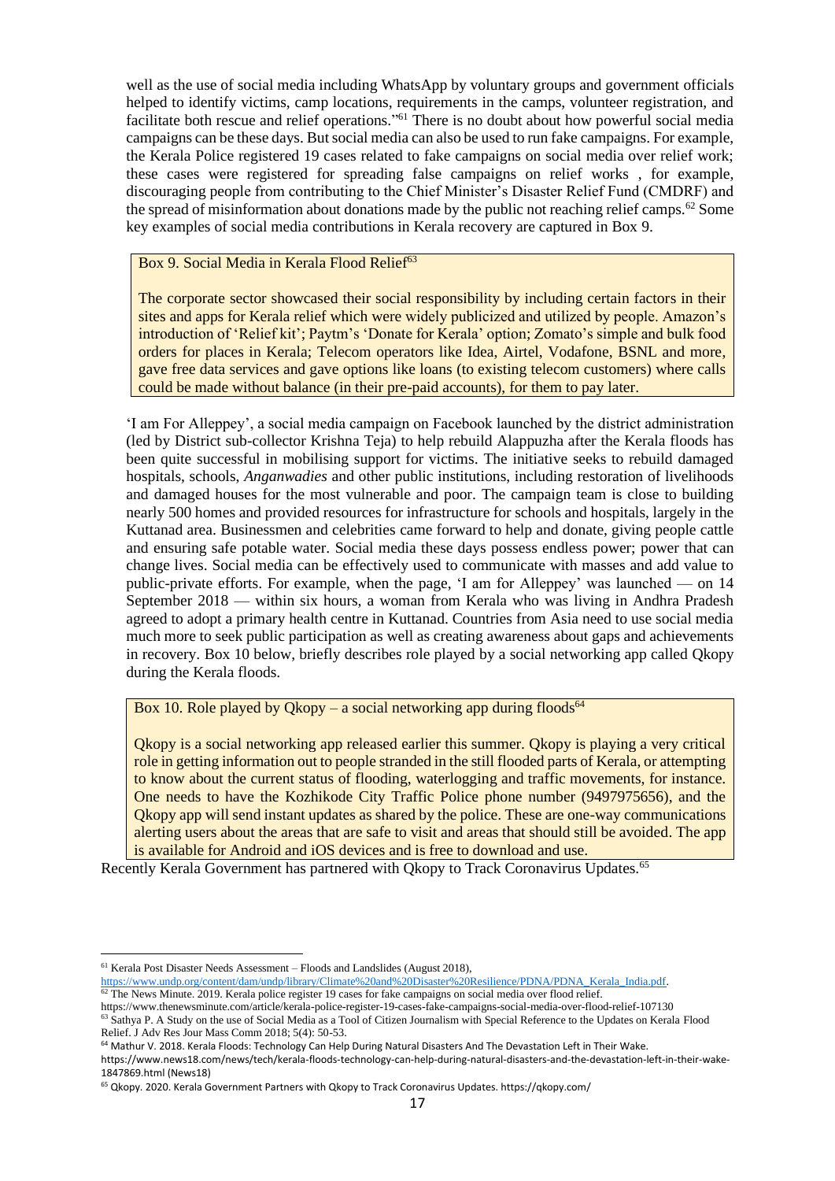well as the use of social media including WhatsApp by voluntary groups and government officials helped to identify victims, camp locations, requirements in the camps, volunteer registration, and facilitate both rescue and relief operations."[61] There is no doubt about how powerful social media campaigns can be these days. But social media can also be used to run fake campaigns. For example, the Kerala Police registered 19 cases related to fake campaigns on social media over relief work; these cases were registered for spreading false campaigns on relief works , for example, discouraging people from contributing to the Chief Minister's Disaster Relief Fund (CMDRF) and the spread of misinformation about donations made by the public not reaching relief camps.[62] Some key examples of social media contributions in Kerala recovery are captured in Box 9.

> Box 9. Social Media in Kerala Flood Relief[63]
>
> The corporate sector showcased their social responsibility by including certain factors in their sites and apps for Kerala relief which were widely publicized and utilized by people. Amazon's introduction of 'Relief kit'; Paytm's 'Donate for Kerala' option; Zomato's simple and bulk food orders for places in Kerala; Telecom operators like Idea, Airtel, Vodafone, BSNL and more, gave free data services and gave options like loans (to existing telecom customers) where calls could be made without balance (in their pre-paid accounts), for them to pay later.

'I am For Alleppey', a social media campaign on Facebook launched by the district administration (led by District sub-collector Krishna Teja) to help rebuild Alappuzha after the Kerala floods has been quite successful in mobilising support for victims. The initiative seeks to rebuild damaged hospitals, schools, *Anganwadies* and other public institutions, including restoration of livelihoods and damaged houses for the most vulnerable and poor. The campaign team is close to building nearly 500 homes and provided resources for infrastructure for schools and hospitals, largely in the Kuttanad area. Businessmen and celebrities came forward to help and donate, giving people cattle and ensuring safe potable water. Social media these days possess endless power; power that can change lives. Social media can be effectively used to communicate with masses and add value to public-private efforts. For example, when the page, 'I am for Alleppey' was launched — on 14 September 2018 — within six hours, a woman from Kerala who was living in Andhra Pradesh agreed to adopt a primary health centre in Kuttanad. Countries from Asia need to use social media much more to seek public participation as well as creating awareness about gaps and achievements in recovery. Box 10 below, briefly describes role played by a social networking app called Qkopy during the Kerala floods.

> Box 10. Role played by Qkopy – a social networking app during floods[64]
>
> Qkopy is a social networking app released earlier this summer. Qkopy is playing a very critical role in getting information out to people stranded in the still flooded parts of Kerala, or attempting to know about the current status of flooding, waterlogging and traffic movements, for instance. One needs to have the Kozhikode City Traffic Police phone number (9497975656), and the Qkopy app will send instant updates as shared by the police. These are one-way communications alerting users about the areas that are safe to visit and areas that should still be avoided. The app is available for Android and iOS devices and is free to download and use.

Recently Kerala Government has partnered with Qkopy to Track Coronavirus Updates.[65]

---

[61] Kerala Post Disaster Needs Assessment – Floods and Landslides (August 2018), https://www.undp.org/content/dam/undp/library/Climate%20and%20Disaster%20Resilience/PDNA/PDNA_Kerala_India.pdf.

[62] The News Minute. 2019. Kerala police register 19 cases for fake campaigns on social media over flood relief. https://www.thenewsminute.com/article/kerala-police-register-19-cases-fake-campaigns-social-media-over-flood-relief-107130

[63] Sathya P. A Study on the use of Social Media as a Tool of Citizen Journalism with Special Reference to the Updates on Kerala Flood Relief. J Adv Res Jour Mass Comm 2018; 5(4): 50-53.

[64] Mathur V. 2018. Kerala Floods: Technology Can Help During Natural Disasters And The Devastation Left in Their Wake. https://www.news18.com/news/tech/kerala-floods-technology-can-help-during-natural-disasters-and-the-devastation-left-in-their-wake-1847869.html (News18)

[65] Qkopy. 2020. Kerala Government Partners with Qkopy to Track Coronavirus Updates. https://qkopy.com/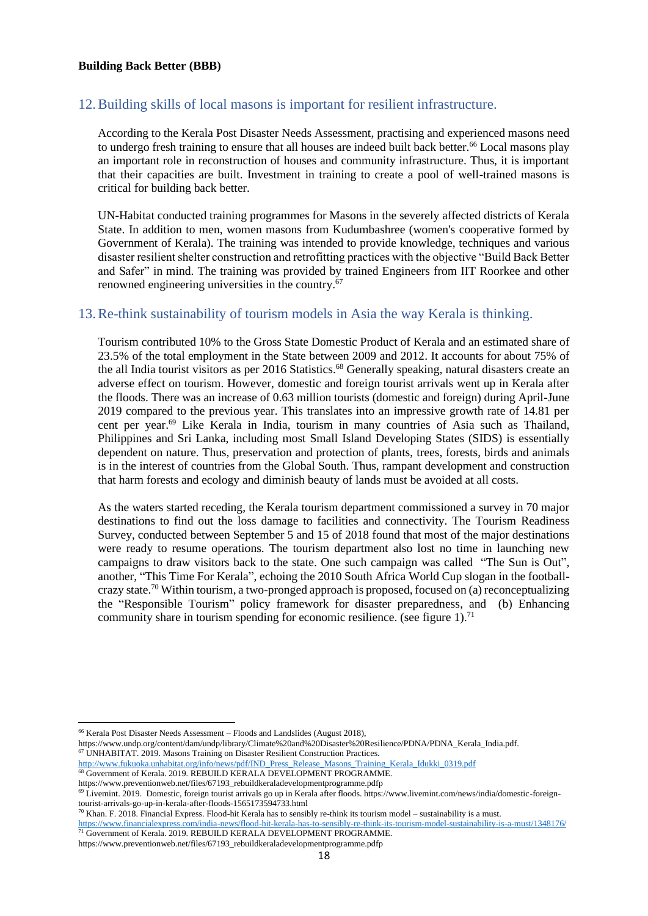**Building Back Better (BBB)**

## 12. Building skills of local masons is important for resilient infrastructure.

According to the Kerala Post Disaster Needs Assessment, practising and experienced masons need to undergo fresh training to ensure that all houses are indeed built back better.[66] Local masons play an important role in reconstruction of houses and community infrastructure. Thus, it is important that their capacities are built. Investment in training to create a pool of well-trained masons is critical for building back better.

UN-Habitat conducted training programmes for Masons in the severely affected districts of Kerala State. In addition to men, women masons from Kudumbashree (women's cooperative formed by Government of Kerala). The training was intended to provide knowledge, techniques and various disaster resilient shelter construction and retrofitting practices with the objective "Build Back Better and Safer" in mind. The training was provided by trained Engineers from IIT Roorkee and other renowned engineering universities in the country.[67]

## 13. Re-think sustainability of tourism models in Asia the way Kerala is thinking.

Tourism contributed 10% to the Gross State Domestic Product of Kerala and an estimated share of 23.5% of the total employment in the State between 2009 and 2012. It accounts for about 75% of the all India tourist visitors as per 2016 Statistics.[68] Generally speaking, natural disasters create an adverse effect on tourism. However, domestic and foreign tourist arrivals went up in Kerala after the floods. There was an increase of 0.63 million tourists (domestic and foreign) during April-June 2019 compared to the previous year. This translates into an impressive growth rate of 14.81 per cent per year.[69] Like Kerala in India, tourism in many countries of Asia such as Thailand, Philippines and Sri Lanka, including most Small Island Developing States (SIDS) is essentially dependent on nature. Thus, preservation and protection of plants, trees, forests, birds and animals is in the interest of countries from the Global South. Thus, rampant development and construction that harm forests and ecology and diminish beauty of lands must be avoided at all costs.

As the waters started receding, the Kerala tourism department commissioned a survey in 70 major destinations to find out the loss damage to facilities and connectivity. The Tourism Readiness Survey, conducted between September 5 and 15 of 2018 found that most of the major destinations were ready to resume operations. The tourism department also lost no time in launching new campaigns to draw visitors back to the state. One such campaign was called "The Sun is Out", another, "This Time For Kerala", echoing the 2010 South Africa World Cup slogan in the football-crazy state.[70] Within tourism, a two-pronged approach is proposed, focused on (a) reconceptualizing the "Responsible Tourism" policy framework for disaster preparedness, and (b) Enhancing community share in tourism spending for economic resilience. (see figure 1).[71]

---

[66] Kerala Post Disaster Needs Assessment – Floods and Landslides (August 2018), https://www.undp.org/content/dam/undp/library/Climate%20and%20Disaster%20Resilience/PDNA/PDNA_Kerala_India.pdf.

[67] UNHABITAT. 2019. Masons Training on Disaster Resilient Construction Practices. http://www.fukuoka.unhabitat.org/info/news/pdf/IND_Press_Release_Masons_Training_Kerala_Idukki_0319.pdf

[68] Government of Kerala. 2019. REBUILD KERALA DEVELOPMENT PROGRAMME. https://www.preventionweb.net/files/67193_rebuildkeraladevelopmentprogramme.pdfp

[69] Livemint. 2019. Domestic, foreign tourist arrivals go up in Kerala after floods. https://www.livemint.com/news/india/domestic-foreign-tourist-arrivals-go-up-in-kerala-after-floods-1565173594733.html

[70] Khan. F. 2018. Financial Express. Flood-hit Kerala has to sensibly re-think its tourism model – sustainability is a must. https://www.financialexpress.com/india-news/flood-hit-kerala-has-to-sensibly-re-think-its-tourism-model-sustainability-is-a-must/1348176/

[71] Government of Kerala. 2019. REBUILD KERALA DEVELOPMENT PROGRAMME. https://www.preventionweb.net/files/67193_rebuildkeraladevelopmentprogramme.pdfp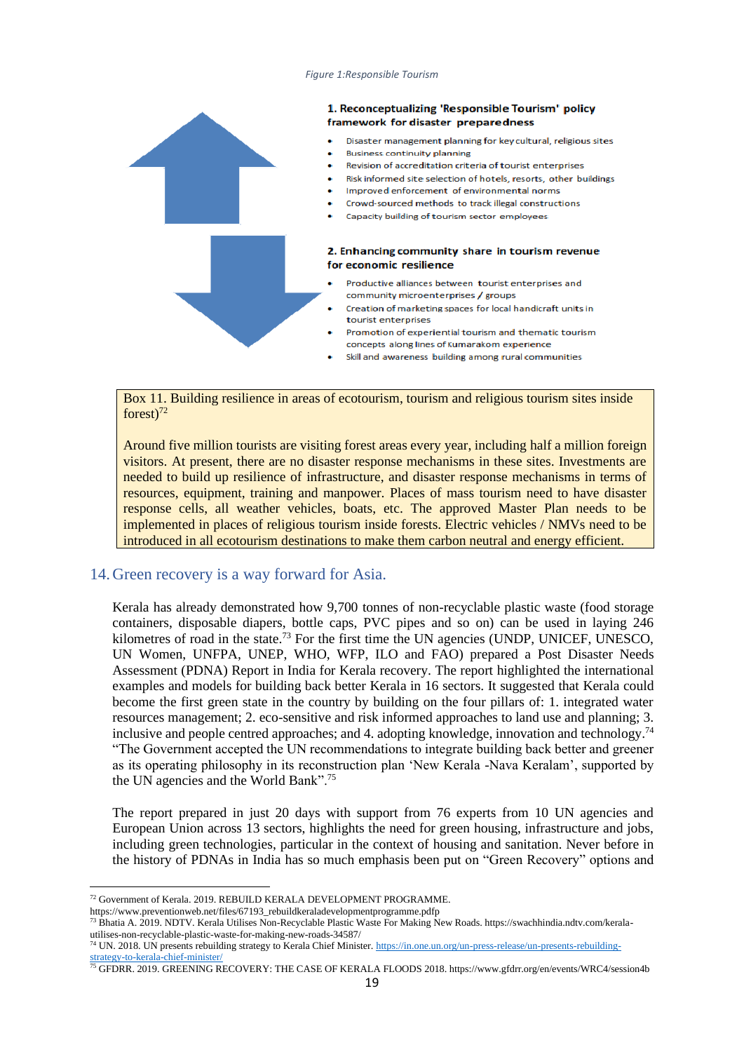*Figure 1:Responsible Tourism*

**1. Reconceptualizing 'Responsible Tourism' policy framework for disaster preparedness**

- Disaster management planning for key cultural, religious sites
- Business continuity planning
- Revision of accreditation criteria of tourist enterprises
- Risk informed site selection of hotels, resorts, other buildings
- Improved enforcement of environmental norms
- Crowd-sourced methods to track illegal constructions
- Capacity building of tourism sector employees

**2. Enhancing community share in tourism revenue for economic resilience**

- Productive alliances between tourist enterprises and community microenterprises / groups
- Creation of marketing spaces for local handicraft units in tourist enterprises
- Promotion of experiential tourism and thematic tourism concepts along lines of Kumarakom experience
- Skill and awareness building among rural communities

> Box 11. Building resilience in areas of ecotourism, tourism and religious tourism sites inside forest)[72]
>
> Around five million tourists are visiting forest areas every year, including half a million foreign visitors. At present, there are no disaster response mechanisms in these sites. Investments are needed to build up resilience of infrastructure, and disaster response mechanisms in terms of resources, equipment, training and manpower. Places of mass tourism need to have disaster response cells, all weather vehicles, boats, etc. The approved Master Plan needs to be implemented in places of religious tourism inside forests. Electric vehicles / NMVs need to be introduced in all ecotourism destinations to make them carbon neutral and energy efficient.

## 14. Green recovery is a way forward for Asia.

Kerala has already demonstrated how 9,700 tonnes of non-recyclable plastic waste (food storage containers, disposable diapers, bottle caps, PVC pipes and so on) can be used in laying 246 kilometres of road in the state.[73] For the first time the UN agencies (UNDP, UNICEF, UNESCO, UN Women, UNFPA, UNEP, WHO, WFP, ILO and FAO) prepared a Post Disaster Needs Assessment (PDNA) Report in India for Kerala recovery. The report highlighted the international examples and models for building back better Kerala in 16 sectors. It suggested that Kerala could become the first green state in the country by building on the four pillars of: 1. integrated water resources management; 2. eco-sensitive and risk informed approaches to land use and planning; 3. inclusive and people centred approaches; and 4. adopting knowledge, innovation and technology.[74] "The Government accepted the UN recommendations to integrate building back better and greener as its operating philosophy in its reconstruction plan 'New Kerala -Nava Keralam', supported by the UN agencies and the World Bank".[75]

The report prepared in just 20 days with support from 76 experts from 10 UN agencies and European Union across 13 sectors, highlights the need for green housing, infrastructure and jobs, including green technologies, particular in the context of housing and sanitation. Never before in the history of PDNAs in India has so much emphasis been put on "Green Recovery" options and

---

[72] Government of Kerala. 2019. REBUILD KERALA DEVELOPMENT PROGRAMME. https://www.preventionweb.net/files/67193_rebuildkeraladevelopmentprogramme.pdfp

[73] Bhatia A. 2019. NDTV. Kerala Utilises Non-Recyclable Plastic Waste For Making New Roads. https://swachhindia.ndtv.com/kerala-utilises-non-recyclable-plastic-waste-for-making-new-roads-34587/

[74] UN. 2018. UN presents rebuilding strategy to Kerala Chief Minister. https://in.one.un.org/un-press-release/un-presents-rebuilding-strategy-to-kerala-chief-minister/

[75] GFDRR. 2019. GREENING RECOVERY: THE CASE OF KERALA FLOODS 2018. https://www.gfdrr.org/en/events/WRC4/session4b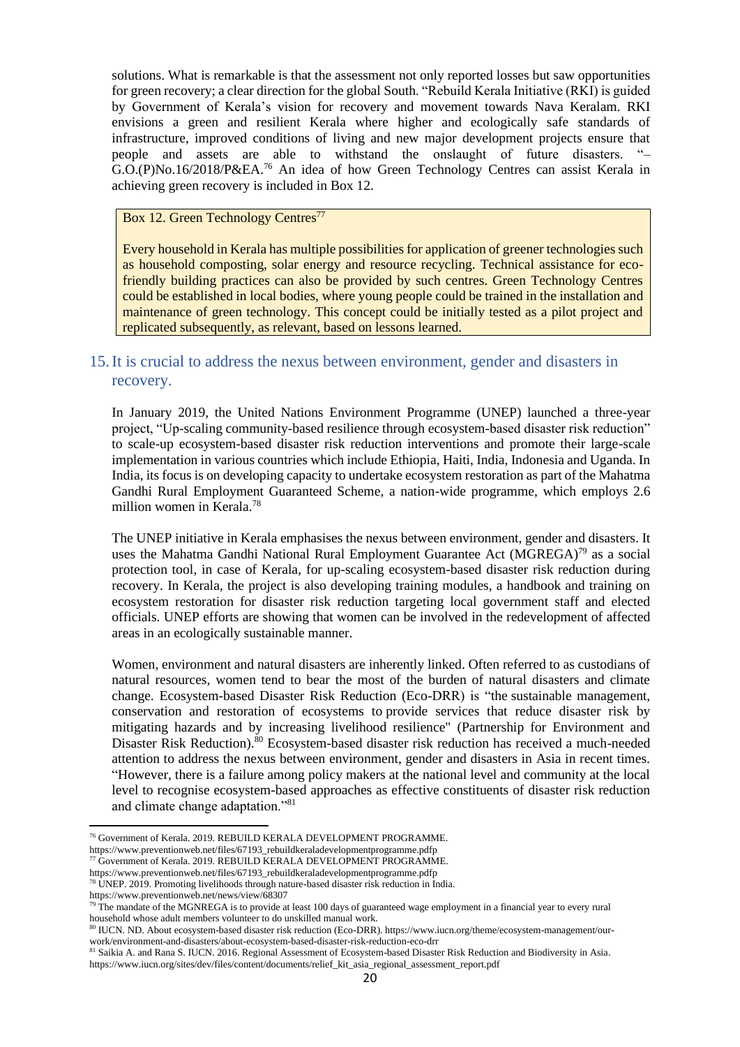solutions. What is remarkable is that the assessment not only reported losses but saw opportunities for green recovery; a clear direction for the global South. "Rebuild Kerala Initiative (RKI) is guided by Government of Kerala's vision for recovery and movement towards Nava Keralam. RKI envisions a green and resilient Kerala where higher and ecologically safe standards of infrastructure, improved conditions of living and new major development projects ensure that people and assets are able to withstand the onslaught of future disasters. "– G.O.(P)No.16/2018/P&EA.[76] An idea of how Green Technology Centres can assist Kerala in achieving green recovery is included in Box 12.

> Box 12. Green Technology Centres[77]
>
> Every household in Kerala has multiple possibilities for application of greener technologies such as household composting, solar energy and resource recycling. Technical assistance for eco-friendly building practices can also be provided by such centres. Green Technology Centres could be established in local bodies, where young people could be trained in the installation and maintenance of green technology. This concept could be initially tested as a pilot project and replicated subsequently, as relevant, based on lessons learned.

## 15. It is crucial to address the nexus between environment, gender and disasters in recovery.

In January 2019, the United Nations Environment Programme (UNEP) launched a three-year project, "Up-scaling community-based resilience through ecosystem-based disaster risk reduction" to scale-up ecosystem-based disaster risk reduction interventions and promote their large-scale implementation in various countries which include Ethiopia, Haiti, India, Indonesia and Uganda. In India, its focus is on developing capacity to undertake ecosystem restoration as part of the Mahatma Gandhi Rural Employment Guaranteed Scheme, a nation-wide programme, which employs 2.6 million women in Kerala.[78]

The UNEP initiative in Kerala emphasises the nexus between environment, gender and disasters. It uses the Mahatma Gandhi National Rural Employment Guarantee Act (MGREGA)[79] as a social protection tool, in case of Kerala, for up-scaling ecosystem-based disaster risk reduction during recovery. In Kerala, the project is also developing training modules, a handbook and training on ecosystem restoration for disaster risk reduction targeting local government staff and elected officials. UNEP efforts are showing that women can be involved in the redevelopment of affected areas in an ecologically sustainable manner.

Women, environment and natural disasters are inherently linked. Often referred to as custodians of natural resources, women tend to bear the most of the burden of natural disasters and climate change. Ecosystem-based Disaster Risk Reduction (Eco-DRR) is "the sustainable management, conservation and restoration of ecosystems to provide services that reduce disaster risk by mitigating hazards and by increasing livelihood resilience" (Partnership for Environment and Disaster Risk Reduction).[80] Ecosystem-based disaster risk reduction has received a much-needed attention to address the nexus between environment, gender and disasters in Asia in recent times. "However, there is a failure among policy makers at the national level and community at the local level to recognise ecosystem-based approaches as effective constituents of disaster risk reduction and climate change adaptation."[81]

---

[76] Government of Kerala. 2019. REBUILD KERALA DEVELOPMENT PROGRAMME. https://www.preventionweb.net/files/67193_rebuildkeraladevelopmentprogramme.pdfp

[77] Government of Kerala. 2019. REBUILD KERALA DEVELOPMENT PROGRAMME. https://www.preventionweb.net/files/67193_rebuildkeraladevelopmentprogramme.pdfp

[78] UNEP. 2019. Promoting livelihoods through nature-based disaster risk reduction in India. https://www.preventionweb.net/news/view/68307

[79] The mandate of the MGNREGA is to provide at least 100 days of guaranteed wage employment in a financial year to every rural household whose adult members volunteer to do unskilled manual work.

[80] IUCN. ND. About ecosystem-based disaster risk reduction (Eco-DRR). https://www.iucn.org/theme/ecosystem-management/our-work/environment-and-disasters/about-ecosystem-based-disaster-risk-reduction-eco-drr

[81] Saikia A. and Rana S. IUCN. 2016. Regional Assessment of Ecosystem-based Disaster Risk Reduction and Biodiversity in Asia. https://www.iucn.org/sites/dev/files/content/documents/relief_kit_asia_regional_assessment_report.pdf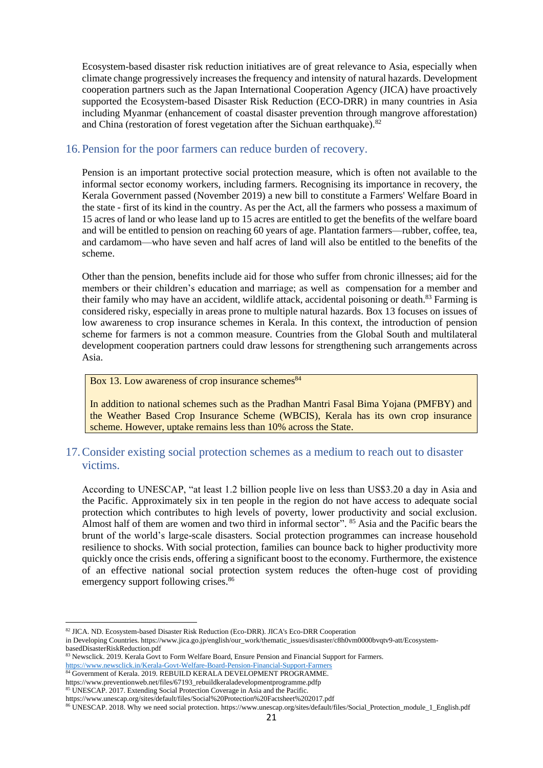Ecosystem-based disaster risk reduction initiatives are of great relevance to Asia, especially when climate change progressively increases the frequency and intensity of natural hazards. Development cooperation partners such as the Japan International Cooperation Agency (JICA) have proactively supported the Ecosystem-based Disaster Risk Reduction (ECO-DRR) in many countries in Asia including Myanmar (enhancement of coastal disaster prevention through mangrove afforestation) and China (restoration of forest vegetation after the Sichuan earthquake).[82]

## 16. Pension for the poor farmers can reduce burden of recovery.

Pension is an important protective social protection measure, which is often not available to the informal sector economy workers, including farmers. Recognising its importance in recovery, the Kerala Government passed (November 2019) a new bill to constitute a Farmers' Welfare Board in the state - first of its kind in the country. As per the Act, all the farmers who possess a maximum of 15 acres of land or who lease land up to 15 acres are entitled to get the benefits of the welfare board and will be entitled to pension on reaching 60 years of age. Plantation farmers—rubber, coffee, tea, and cardamom—who have seven and half acres of land will also be entitled to the benefits of the scheme.

Other than the pension, benefits include aid for those who suffer from chronic illnesses; aid for the members or their children's education and marriage; as well as compensation for a member and their family who may have an accident, wildlife attack, accidental poisoning or death.[83] Farming is considered risky, especially in areas prone to multiple natural hazards. Box 13 focuses on issues of low awareness to crop insurance schemes in Kerala. In this context, the introduction of pension scheme for farmers is not a common measure. Countries from the Global South and multilateral development cooperation partners could draw lessons for strengthening such arrangements across Asia.

> Box 13. Low awareness of crop insurance schemes[84]
>
> In addition to national schemes such as the Pradhan Mantri Fasal Bima Yojana (PMFBY) and the Weather Based Crop Insurance Scheme (WBCIS), Kerala has its own crop insurance scheme. However, uptake remains less than 10% across the State.

## 17. Consider existing social protection schemes as a medium to reach out to disaster victims.

According to UNESCAP, "at least 1.2 billion people live on less than US$3.20 a day in Asia and the Pacific. Approximately six in ten people in the region do not have access to adequate social protection which contributes to high levels of poverty, lower productivity and social exclusion. Almost half of them are women and two third in informal sector".[85] Asia and the Pacific bears the brunt of the world's large-scale disasters. Social protection programmes can increase household resilience to shocks. With social protection, families can bounce back to higher productivity more quickly once the crisis ends, offering a significant boost to the economy. Furthermore, the existence of an effective national social protection system reduces the often-huge cost of providing emergency support following crises.[86]

---

[82] JICA. ND. Ecosystem-based Disaster Risk Reduction (Eco-DRR). JICA's Eco-DRR Cooperation in Developing Countries. https://www.jica.go.jp/english/our_work/thematic_issues/disaster/c8h0vm0000bvqtv9-att/Ecosystem-basedDisasterRiskReduction.pdf

[83] Newsclick. 2019. Kerala Govt to Form Welfare Board, Ensure Pension and Financial Support for Farmers. https://www.newsclick.in/Kerala-Govt-Welfare-Board-Pension-Financial-Support-Farmers

[84] Government of Kerala. 2019. REBUILD KERALA DEVELOPMENT PROGRAMME. https://www.preventionweb.net/files/67193_rebuildkeraladevelopmentprogramme.pdfp

[85] UNESCAP. 2017. Extending Social Protection Coverage in Asia and the Pacific. https://www.unescap.org/sites/default/files/Social%20Protection%20Factsheet%202017.pdf

[86] UNESCAP. 2018. Why we need social protection. https://www.unescap.org/sites/default/files/Social_Protection_module_1_English.pdf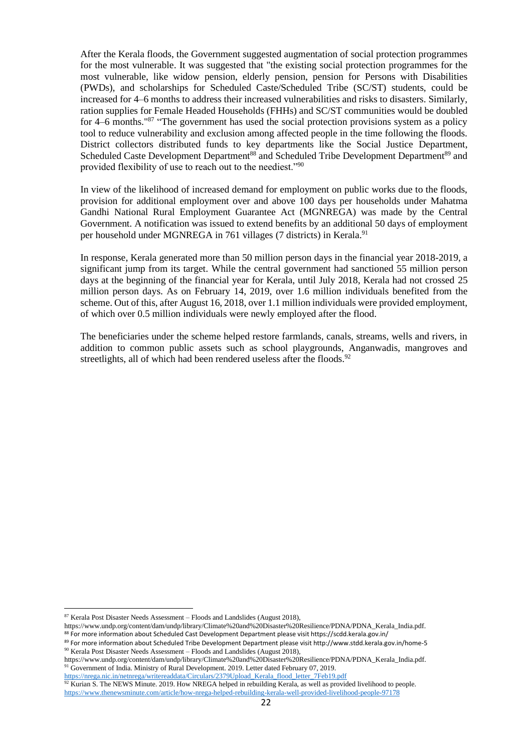After the Kerala floods, the Government suggested augmentation of social protection programmes for the most vulnerable. It was suggested that "the existing social protection programmes for the most vulnerable, like widow pension, elderly pension, pension for Persons with Disabilities (PWDs), and scholarships for Scheduled Caste/Scheduled Tribe (SC/ST) students, could be increased for 4–6 months to address their increased vulnerabilities and risks to disasters. Similarly, ration supplies for Female Headed Households (FHHs) and SC/ST communities would be doubled for 4–6 months."[87] "The government has used the social protection provisions system as a policy tool to reduce vulnerability and exclusion among affected people in the time following the floods. District collectors distributed funds to key departments like the Social Justice Department, Scheduled Caste Development Department[88] and Scheduled Tribe Development Department[89] and provided flexibility of use to reach out to the neediest."[90]

In view of the likelihood of increased demand for employment on public works due to the floods, provision for additional employment over and above 100 days per households under Mahatma Gandhi National Rural Employment Guarantee Act (MGNREGA) was made by the Central Government. A notification was issued to extend benefits by an additional 50 days of employment per household under MGNREGA in 761 villages (7 districts) in Kerala.[91]

In response, Kerala generated more than 50 million person days in the financial year 2018-2019, a significant jump from its target. While the central government had sanctioned 55 million person days at the beginning of the financial year for Kerala, until July 2018, Kerala had not crossed 25 million person days. As on February 14, 2019, over 1.6 million individuals benefited from the scheme. Out of this, after August 16, 2018, over 1.1 million individuals were provided employment, of which over 0.5 million individuals were newly employed after the flood.

The beneficiaries under the scheme helped restore farmlands, canals, streams, wells and rivers, in addition to common public assets such as school playgrounds, Anganwadis, mangroves and streetlights, all of which had been rendered useless after the floods.[92]

---

[87] Kerala Post Disaster Needs Assessment – Floods and Landslides (August 2018), https://www.undp.org/content/dam/undp/library/Climate%20and%20Disaster%20Resilience/PDNA/PDNA_Kerala_India.pdf.

[88] For more information about Scheduled Cast Development Department please visit https://scdd.kerala.gov.in/

[89] For more information about Scheduled Tribe Development Department please visit http://www.stdd.kerala.gov.in/home-5

[90] Kerala Post Disaster Needs Assessment – Floods and Landslides (August 2018), https://www.undp.org/content/dam/undp/library/Climate%20and%20Disaster%20Resilience/PDNA/PDNA_Kerala_India.pdf.

[91] Government of India. Ministry of Rural Development. 2019. Letter dated February 07, 2019. https://nrega.nic.in/netnrega/writereaddata/Circulars/2379Upload_Kerala_flood_letter_7Feb19.pdf

[92] Kurian S. The NEWS Minute. 2019. How NREGA helped in rebuilding Kerala, as well as provided livelihood to people. https://www.thenewsminute.com/article/how-nrega-helped-rebuilding-kerala-well-provided-livelihood-people-97178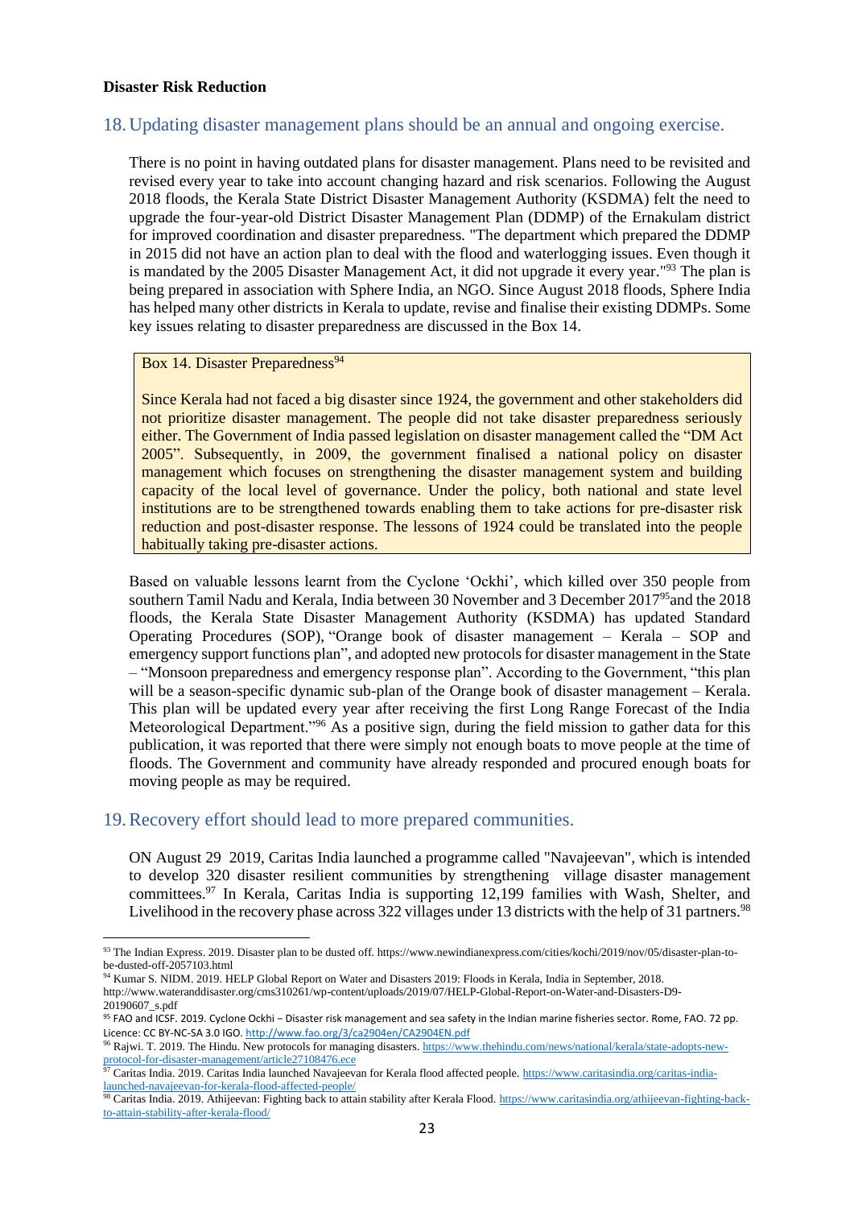**Disaster Risk Reduction**

## 18. Updating disaster management plans should be an annual and ongoing exercise.

There is no point in having outdated plans for disaster management. Plans need to be revisited and revised every year to take into account changing hazard and risk scenarios. Following the August 2018 floods, the Kerala State District Disaster Management Authority (KSDMA) felt the need to upgrade the four-year-old District Disaster Management Plan (DDMP) of the Ernakulam district for improved coordination and disaster preparedness. "The department which prepared the DDMP in 2015 did not have an action plan to deal with the flood and waterlogging issues. Even though it is mandated by the 2005 Disaster Management Act, it did not upgrade it every year."[93] The plan is being prepared in association with Sphere India, an NGO. Since August 2018 floods, Sphere India has helped many other districts in Kerala to update, revise and finalise their existing DDMPs. Some key issues relating to disaster preparedness are discussed in the Box 14.

> Box 14. Disaster Preparedness[94]
>
> Since Kerala had not faced a big disaster since 1924, the government and other stakeholders did not prioritize disaster management. The people did not take disaster preparedness seriously either. The Government of India passed legislation on disaster management called the "DM Act 2005". Subsequently, in 2009, the government finalised a national policy on disaster management which focuses on strengthening the disaster management system and building capacity of the local level of governance. Under the policy, both national and state level institutions are to be strengthened towards enabling them to take actions for pre-disaster risk reduction and post-disaster response. The lessons of 1924 could be translated into the people habitually taking pre-disaster actions.

Based on valuable lessons learnt from the Cyclone 'Ockhi', which killed over 350 people from southern Tamil Nadu and Kerala, India between 30 November and 3 December 2017[95]and the 2018 floods, the Kerala State Disaster Management Authority (KSDMA) has updated Standard Operating Procedures (SOP), "Orange book of disaster management – Kerala – SOP and emergency support functions plan", and adopted new protocols for disaster management in the State – "Monsoon preparedness and emergency response plan". According to the Government, "this plan will be a season-specific dynamic sub-plan of the Orange book of disaster management – Kerala. This plan will be updated every year after receiving the first Long Range Forecast of the India Meteorological Department."[96] As a positive sign, during the field mission to gather data for this publication, it was reported that there were simply not enough boats to move people at the time of floods. The Government and community have already responded and procured enough boats for moving people as may be required.

## 19. Recovery effort should lead to more prepared communities.

ON August 29 2019, Caritas India launched a programme called "Navajeevan", which is intended to develop 320 disaster resilient communities by strengthening village disaster management committees.[97] In Kerala, Caritas India is supporting 12,199 families with Wash, Shelter, and Livelihood in the recovery phase across 322 villages under 13 districts with the help of 31 partners.[98]

---

[93] The Indian Express. 2019. Disaster plan to be dusted off. https://www.newindianexpress.com/cities/kochi/2019/nov/05/disaster-plan-to-be-dusted-off-2057103.html

[94] Kumar S. NIDM. 2019. HELP Global Report on Water and Disasters 2019: Floods in Kerala, India in September, 2018. http://www.waterandisaster.org/cms310261/wp-content/uploads/2019/07/HELP-Global-Report-on-Water-and-Disasters-D9-20190607_s.pdf

[95] FAO and ICSF. 2019. Cyclone Ockhi – Disaster risk management and sea safety in the Indian marine fisheries sector. Rome, FAO. 72 pp. Licence: CC BY-NC-SA 3.0 IGO. http://www.fao.org/3/ca2904en/CA2904EN.pdf

[96] Rajwi. T. 2019. The Hindu. New protocols for managing disasters. https://www.thehindu.com/news/national/kerala/state-adopts-new-protocol-for-disaster-management/article27108476.ece

[97] Caritas India. 2019. Caritas India launched Navajeevan for Kerala flood affected people. https://www.caritasindia.org/caritas-india-launched-navajeevan-for-kerala-flood-affected-people/

[98] Caritas India. 2019. Athijeevan: Fighting back to attain stability after Kerala Flood. https://www.caritasindia.org/athijeevan-fighting-back-to-attain-stability-after-kerala-flood/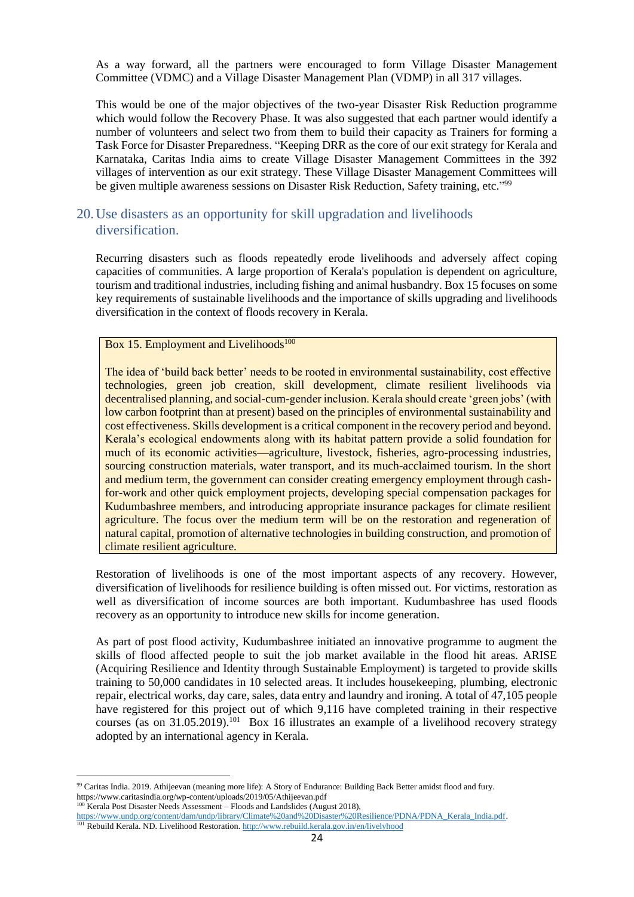As a way forward, all the partners were encouraged to form Village Disaster Management Committee (VDMC) and a Village Disaster Management Plan (VDMP) in all 317 villages.

This would be one of the major objectives of the two-year Disaster Risk Reduction programme which would follow the Recovery Phase. It was also suggested that each partner would identify a number of volunteers and select two from them to build their capacity as Trainers for forming a Task Force for Disaster Preparedness. "Keeping DRR as the core of our exit strategy for Kerala and Karnataka, Caritas India aims to create Village Disaster Management Committees in the 392 villages of intervention as our exit strategy. These Village Disaster Management Committees will be given multiple awareness sessions on Disaster Risk Reduction, Safety training, etc."[99]

## 20. Use disasters as an opportunity for skill upgradation and livelihoods diversification.

Recurring disasters such as floods repeatedly erode livelihoods and adversely affect coping capacities of communities. A large proportion of Kerala's population is dependent on agriculture, tourism and traditional industries, including fishing and animal husbandry. Box 15 focuses on some key requirements of sustainable livelihoods and the importance of skills upgrading and livelihoods diversification in the context of floods recovery in Kerala.

> Box 15. Employment and Livelihoods[100]
>
> The idea of 'build back better' needs to be rooted in environmental sustainability, cost effective technologies, green job creation, skill development, climate resilient livelihoods via decentralised planning, and social-cum-gender inclusion. Kerala should create 'green jobs' (with low carbon footprint than at present) based on the principles of environmental sustainability and cost effectiveness. Skills development is a critical component in the recovery period and beyond. Kerala's ecological endowments along with its habitat pattern provide a solid foundation for much of its economic activities—agriculture, livestock, fisheries, agro-processing industries, sourcing construction materials, water transport, and its much-acclaimed tourism. In the short and medium term, the government can consider creating emergency employment through cash-for-work and other quick employment projects, developing special compensation packages for Kudumbashree members, and introducing appropriate insurance packages for climate resilient agriculture. The focus over the medium term will be on the restoration and regeneration of natural capital, promotion of alternative technologies in building construction, and promotion of climate resilient agriculture.

Restoration of livelihoods is one of the most important aspects of any recovery. However, diversification of livelihoods for resilience building is often missed out. For victims, restoration as well as diversification of income sources are both important. Kudumbashree has used floods recovery as an opportunity to introduce new skills for income generation.

As part of post flood activity, Kudumbashree initiated an innovative programme to augment the skills of flood affected people to suit the job market available in the flood hit areas. ARISE (Acquiring Resilience and Identity through Sustainable Employment) is targeted to provide skills training to 50,000 candidates in 10 selected areas. It includes housekeeping, plumbing, electronic repair, electrical works, day care, sales, data entry and laundry and ironing. A total of 47,105 people have registered for this project out of which 9,116 have completed training in their respective courses (as on 31.05.2019).[101] Box 16 illustrates an example of a livelihood recovery strategy adopted by an international agency in Kerala.

---

[99] Caritas India. 2019. Athijeevan (meaning more life): A Story of Endurance: Building Back Better amidst flood and fury. https://www.caritasindia.org/wp-content/uploads/2019/05/Athijeevan.pdf

[100] Kerala Post Disaster Needs Assessment – Floods and Landslides (August 2018), https://www.undp.org/content/dam/undp/library/Climate%20and%20Disaster%20Resilience/PDNA/PDNA_Kerala_India.pdf.

[101] Rebuild Kerala. ND. Livelihood Restoration. http://www.rebuild.kerala.gov.in/en/livelyhood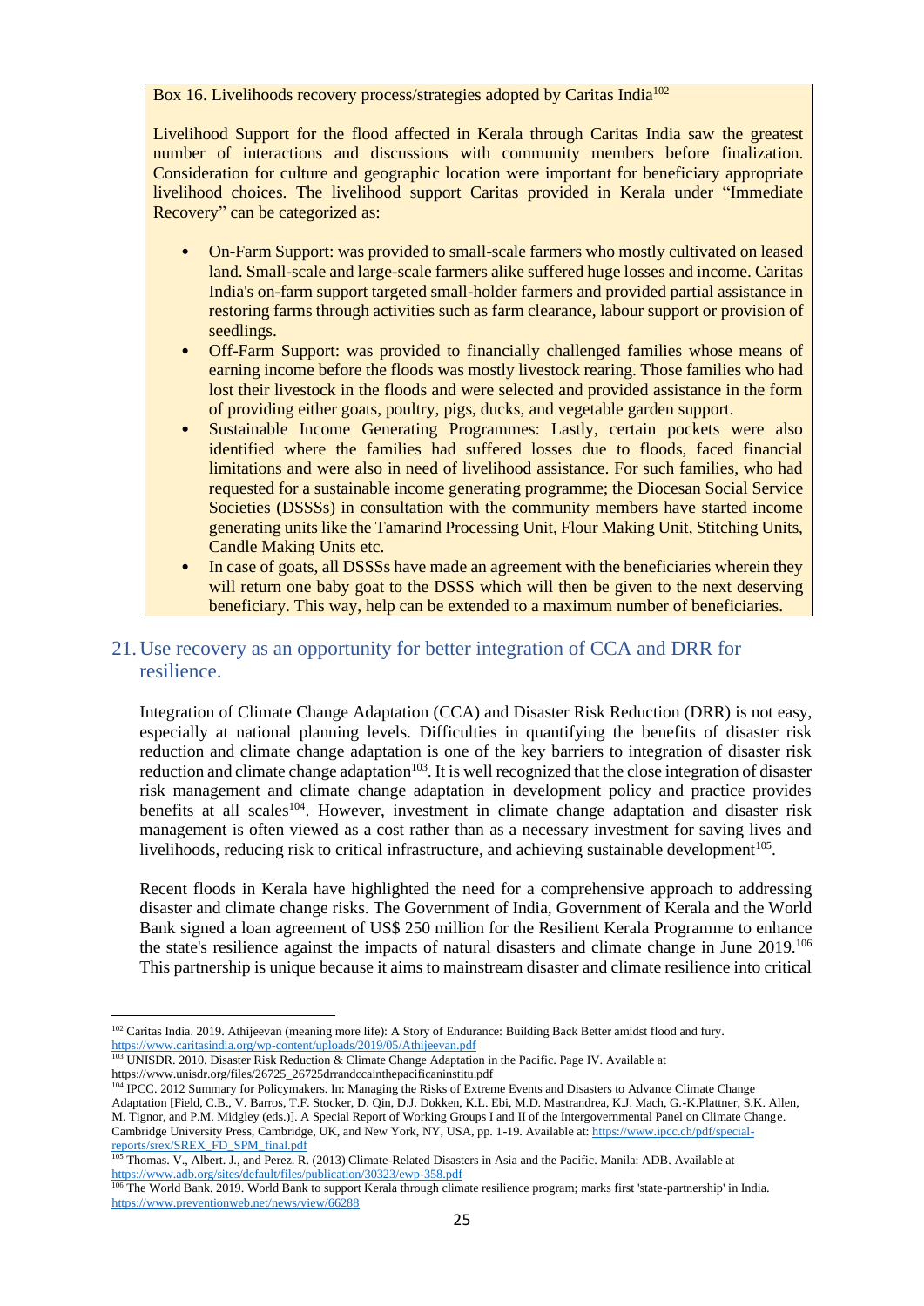Box 16. Livelihoods recovery process/strategies adopted by Caritas India[102]

Livelihood Support for the flood affected in Kerala through Caritas India saw the greatest number of interactions and discussions with community members before finalization. Consideration for culture and geographic location were important for beneficiary appropriate livelihood choices. The livelihood support Caritas provided in Kerala under "Immediate Recovery" can be categorized as:

- On-Farm Support: was provided to small-scale farmers who mostly cultivated on leased land. Small-scale and large-scale farmers alike suffered huge losses and income. Caritas India's on-farm support targeted small-holder farmers and provided partial assistance in restoring farms through activities such as farm clearance, labour support or provision of seedlings.
- Off-Farm Support: was provided to financially challenged families whose means of earning income before the floods was mostly livestock rearing. Those families who had lost their livestock in the floods and were selected and provided assistance in the form of providing either goats, poultry, pigs, ducks, and vegetable garden support.
- Sustainable Income Generating Programmes: Lastly, certain pockets were also identified where the families had suffered losses due to floods, faced financial limitations and were also in need of livelihood assistance. For such families, who had requested for a sustainable income generating programme; the Diocesan Social Service Societies (DSSSs) in consultation with the community members have started income generating units like the Tamarind Processing Unit, Flour Making Unit, Stitching Units, Candle Making Units etc.
- In case of goats, all DSSSs have made an agreement with the beneficiaries wherein they will return one baby goat to the DSSS which will then be given to the next deserving beneficiary. This way, help can be extended to a maximum number of beneficiaries.

## 21. Use recovery as an opportunity for better integration of CCA and DRR for resilience.

Integration of Climate Change Adaptation (CCA) and Disaster Risk Reduction (DRR) is not easy, especially at national planning levels. Difficulties in quantifying the benefits of disaster risk reduction and climate change adaptation is one of the key barriers to integration of disaster risk reduction and climate change adaptation[103]. It is well recognized that the close integration of disaster risk management and climate change adaptation in development policy and practice provides benefits at all scales[104]. However, investment in climate change adaptation and disaster risk management is often viewed as a cost rather than as a necessary investment for saving lives and livelihoods, reducing risk to critical infrastructure, and achieving sustainable development[105].

Recent floods in Kerala have highlighted the need for a comprehensive approach to addressing disaster and climate change risks. The Government of India, Government of Kerala and the World Bank signed a loan agreement of US$ 250 million for the Resilient Kerala Programme to enhance the state's resilience against the impacts of natural disasters and climate change in June 2019.[106] This partnership is unique because it aims to mainstream disaster and climate resilience into critical

---

[102] Caritas India. 2019. Athijeevan (meaning more life): A Story of Endurance: Building Back Better amidst flood and fury. https://www.caritasindia.org/wp-content/uploads/2019/05/Athijeevan.pdf

[103] UNISDR. 2010. Disaster Risk Reduction & Climate Change Adaptation in the Pacific. Page IV. Available at https://www.unisdr.org/files/26725_26725drrandccainthepacificaninstitu.pdf

[104] IPCC. 2012 Summary for Policymakers. In: Managing the Risks of Extreme Events and Disasters to Advance Climate Change Adaptation [Field, C.B., V. Barros, T.F. Stocker, D. Qin, D.J. Dokken, K.L. Ebi, M.D. Mastrandrea, K.J. Mach, G.-K.Plattner, S.K. Allen, M. Tignor, and P.M. Midgley (eds.)]. A Special Report of Working Groups I and II of the Intergovernmental Panel on Climate Change. Cambridge University Press, Cambridge, UK, and New York, NY, USA, pp. 1-19. Available at: https://www.ipcc.ch/pdf/special-reports/srex/SREX_FD_SPM_final.pdf

[105] Thomas. V., Albert. J., and Perez. R. (2013) Climate-Related Disasters in Asia and the Pacific. Manila: ADB. Available at https://www.adb.org/sites/default/files/publication/30323/ewp-358.pdf

[106] The World Bank. 2019. World Bank to support Kerala through climate resilience program; marks first 'state-partnership' in India. https://www.preventionweb.net/news/view/66288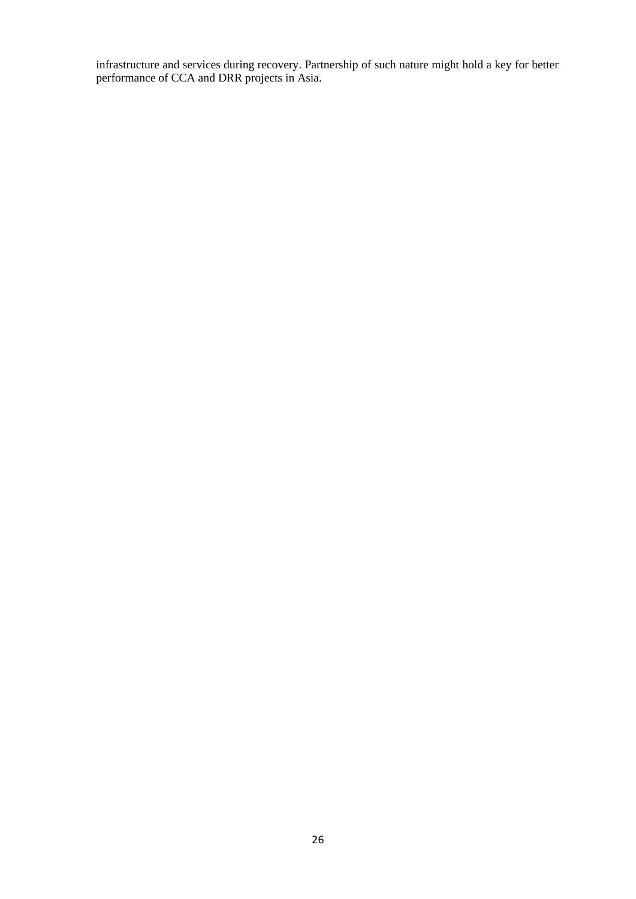infrastructure and services during recovery. Partnership of such nature might hold a key for better performance of CCA and DRR projects in Asia.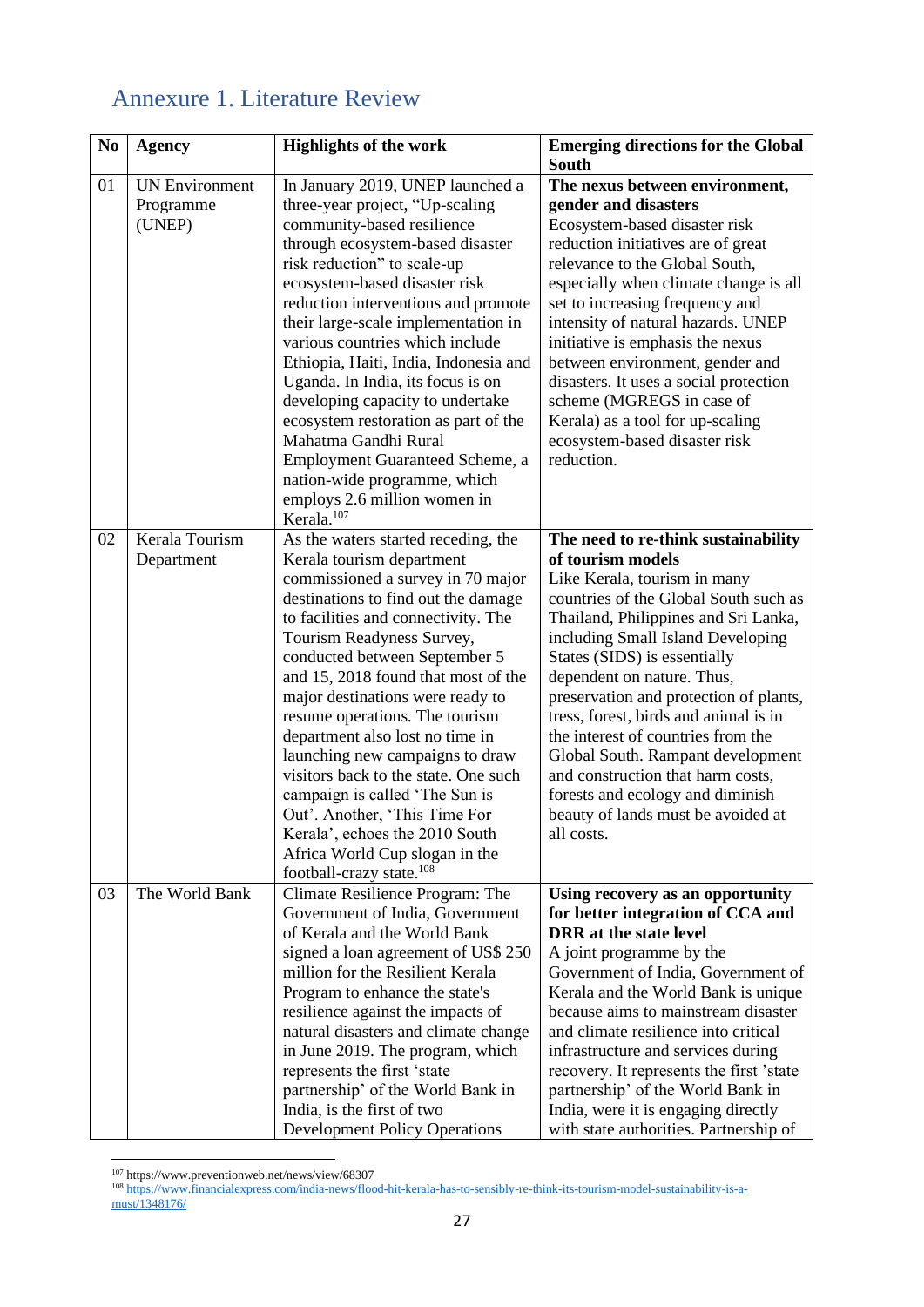## Annexure 1. Literature Review

| No | Agency | Highlights of the work | Emerging directions for the Global South |
|---|---|---|---|
| 01 | UN Environment Programme (UNEP) | In January 2019, UNEP launched a three-year project, "Up-scaling community-based resilience through ecosystem-based disaster risk reduction" to scale-up ecosystem-based disaster risk reduction interventions and promote their large-scale implementation in various countries which include Ethiopia, Haiti, India, Indonesia and Uganda. In India, its focus is on developing capacity to undertake ecosystem restoration as part of the Mahatma Gandhi Rural Employment Guaranteed Scheme, a nation-wide programme, which employs 2.6 million women in Kerala.[107] | **The nexus between environment, gender and disasters** Ecosystem-based disaster risk reduction initiatives are of great relevance to the Global South, especially when climate change is all set to increasing frequency and intensity of natural hazards. UNEP initiative is emphasis the nexus between environment, gender and disasters. It uses a social protection scheme (MGREGS in case of Kerala) as a tool for up-scaling ecosystem-based disaster risk reduction. |
| 02 | Kerala Tourism Department | As the waters started receding, the Kerala tourism department commissioned a survey in 70 major destinations to find out the damage to facilities and connectivity. The Tourism Readyness Survey, conducted between September 5 and 15, 2018 found that most of the major destinations were ready to resume operations. The tourism department also lost no time in launching new campaigns to draw visitors back to the state. One such campaign is called 'The Sun is Out'. Another, 'This Time For Kerala', echoes the 2010 South Africa World Cup slogan in the football-crazy state.[108] | **The need to re-think sustainability of tourism models** Like Kerala, tourism in many countries of the Global South such as Thailand, Philippines and Sri Lanka, including Small Island Developing States (SIDS) is essentially dependent on nature. Thus, preservation and protection of plants, tress, forest, birds and animal is in the interest of countries from the Global South. Rampant development and construction that harm costs, forests and ecology and diminish beauty of lands must be avoided at all costs. |
| 03 | The World Bank | Climate Resilience Program: The Government of India, Government of Kerala and the World Bank signed a loan agreement of US$ 250 million for the Resilient Kerala Program to enhance the state's resilience against the impacts of natural disasters and climate change in June 2019. The program, which represents the first 'state partnership' of the World Bank in India, is the first of two Development Policy Operations | **Using recovery as an opportunity for better integration of CCA and DRR at the state level** A joint programme by the Government of India, Government of Kerala and the World Bank is unique because aims to mainstream disaster and climate resilience into critical infrastructure and services during recovery. It represents the first 'state partnership' of the World Bank in India, were it is engaging directly with state authorities. Partnership of |

[107] https://www.preventionweb.net/news/view/68307

[108] https://www.financialexpress.com/india-news/flood-hit-kerala-has-to-sensibly-re-think-its-tourism-model-sustainability-is-a-must/1348176/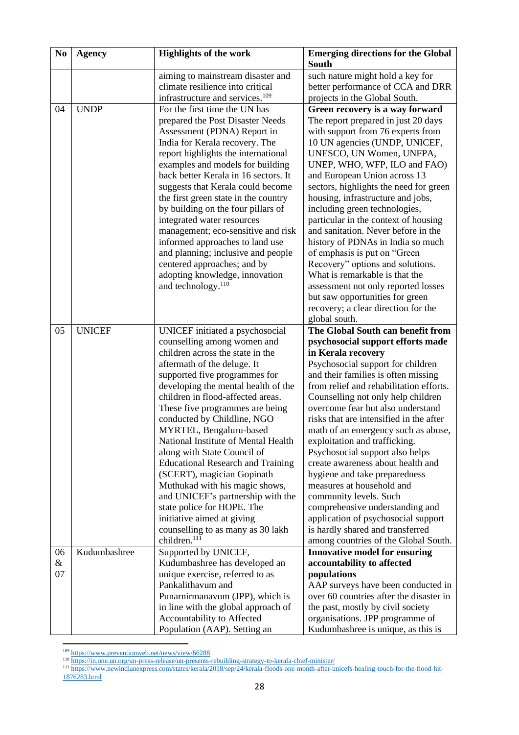| No | Agency | Highlights of the work | Emerging directions for the Global South |
|---|---|---|---|
| | | aiming to mainstream disaster and climate resilience into critical infrastructure and services.[109] | such nature might hold a key for better performance of CCA and DRR projects in the Global South. |
| 04 | UNDP | For the first time the UN has prepared the Post Disaster Needs Assessment (PDNA) Report in India for Kerala recovery. The report highlights the international examples and models for building back better Kerala in 16 sectors. It suggests that Kerala could become the first green state in the country by building on the four pillars of integrated water resources management; eco-sensitive and risk informed approaches to land use and planning; inclusive and people centered approaches; and by adopting knowledge, innovation and technology.[110] | **Green recovery is a way forward** The report prepared in just 20 days with support from 76 experts from 10 UN agencies (UNDP, UNICEF, UNESCO, UN Women, UNFPA, UNEP, WHO, WFP, ILO and FAO) and European Union across 13 sectors, highlights the need for green housing, infrastructure and jobs, including green technologies, particular in the context of housing and sanitation. Never before in the history of PDNAs in India so much of emphasis is put on "Green Recovery" options and solutions. What is remarkable is that the assessment not only reported losses but saw opportunities for green recovery; a clear direction for the global south. |
| 05 | UNICEF | UNICEF initiated a psychosocial counselling among women and children across the state in the aftermath of the deluge. It supported five programmes for developing the mental health of the children in flood-affected areas. These five programmes are being conducted by Childline, NGO MYRTEL, Bengaluru-based National Institute of Mental Health along with State Council of Educational Research and Training (SCERT), magician Gopinath Muthukad with his magic shows, and UNICEF's partnership with the state police for HOPE. The initiative aimed at giving counselling to as many as 30 lakh children.[111] | **The Global South can benefit from psychosocial support efforts made in Kerala recovery** Psychosocial support for children and their families is often missing from relief and rehabilitation efforts. Counselling not only help children overcome fear but also understand risks that are intensified in the after math of an emergency such as abuse, exploitation and trafficking. Psychosocial support also helps create awareness about health and hygiene and take preparedness measures at household and community levels. Such comprehensive understanding and application of psychosocial support is hardly shared and transferred among countries of the Global South. |
| 06 & 07 | Kudumbashree | Supported by UNICEF, Kudumbashree has developed an unique exercise, referred to as Pankalithavum and Punarnirmanavum (JPP), which is in line with the global approach of Accountability to Affected Population (AAP). Setting an | **Innovative model for ensuring accountability to affected populations** AAP surveys have been conducted in over 60 countries after the disaster in the past, mostly by civil society organisations. JPP programme of Kudumbashree is unique, as this is |

[109] https://www.preventionweb.net/news/view/66288

[110] https://in.one.un.org/un-press-release/un-presents-rebuilding-strategy-to-kerala-chief-minister/

[111] https://www.newindianexpress.com/states/kerala/2018/sep/24/kerala-floods-one-month-after-unicefs-healing-touch-for-the-flood-hit-1876283.html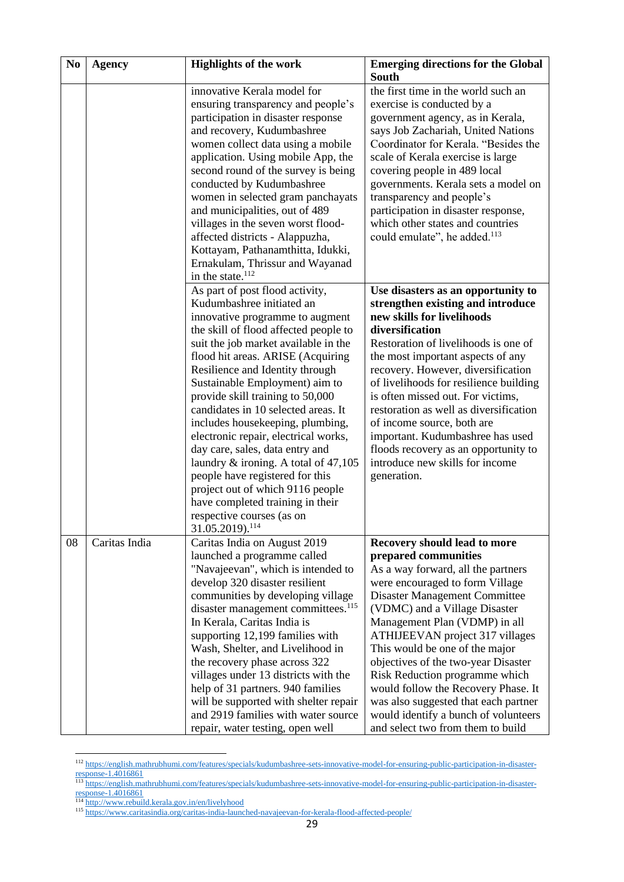| No | Agency | Highlights of the work | Emerging directions for the Global South |
|---|---|---|---|
| | | innovative Kerala model for ensuring transparency and people's participation in disaster response and recovery, Kudumbashree women collect data using a mobile application. Using mobile App, the second round of the survey is being conducted by Kudumbashree women in selected gram panchayats and municipalities, out of 489 villages in the seven worst flood-affected districts - Alappuzha, Kottayam, Pathanamthitta, Idukki, Ernakulam, Thrissur and Wayanad in the state.[112] | the first time in the world such an exercise is conducted by a government agency, as in Kerala, says Job Zachariah, United Nations Coordinator for Kerala. "Besides the scale of Kerala exercise is large covering people in 489 local governments. Kerala sets a model on transparency and people's participation in disaster response, which other states and countries could emulate", he added.[113] |
| | | As part of post flood activity, Kudumbashree initiated an innovative programme to augment the skill of flood affected people to suit the job market available in the flood hit areas. ARISE (Acquiring Resilience and Identity through Sustainable Employment) aim to provide skill training to 50,000 candidates in 10 selected areas. It includes housekeeping, plumbing, electronic repair, electrical works, day care, sales, data entry and laundry & ironing. A total of 47,105 people have registered for this project out of which 9116 people have completed training in their respective courses (as on 31.05.2019).[114] | **Use disasters as an opportunity to strengthen existing and introduce new skills for livelihoods diversification**<br>Restoration of livelihoods is one of the most important aspects of any recovery. However, diversification of livelihoods for resilience building is often missed out. For victims, restoration as well as diversification of income source, both are important. Kudumbashree has used floods recovery as an opportunity to introduce new skills for income generation. |
| 08 | Caritas India | Caritas India on August 2019 launched a programme called "Navajeevan", which is intended to develop 320 disaster resilient communities by developing village disaster management committees.[115] In Kerala, Caritas India is supporting 12,199 families with Wash, Shelter, and Livelihood in the recovery phase across 322 villages under 13 districts with the help of 31 partners. 940 families will be supported with shelter repair and 2919 families with water source repair, water testing, open well | **Recovery should lead to more prepared communities**<br>As a way forward, all the partners were encouraged to form Village Disaster Management Committee (VDMC) and a Village Disaster Management Plan (VDMP) in all ATHIJEEVAN project 317 villages This would be one of the major objectives of the two-year Disaster Risk Reduction programme which would follow the Recovery Phase. It was also suggested that each partner would identify a bunch of volunteers and select two from them to build |

[112] https://english.mathrubhumi.com/features/specials/kudumbashree-sets-innovative-model-for-ensuring-public-participation-in-disaster-response-1.4016861

[113] https://english.mathrubhumi.com/features/specials/kudumbashree-sets-innovative-model-for-ensuring-public-participation-in-disaster-response-1.4016861

[114] http://www.rebuild.kerala.gov.in/en/livelyhood

[115] https://www.caritasindia.org/caritas-india-launched-navajeevan-for-kerala-flood-affected-people/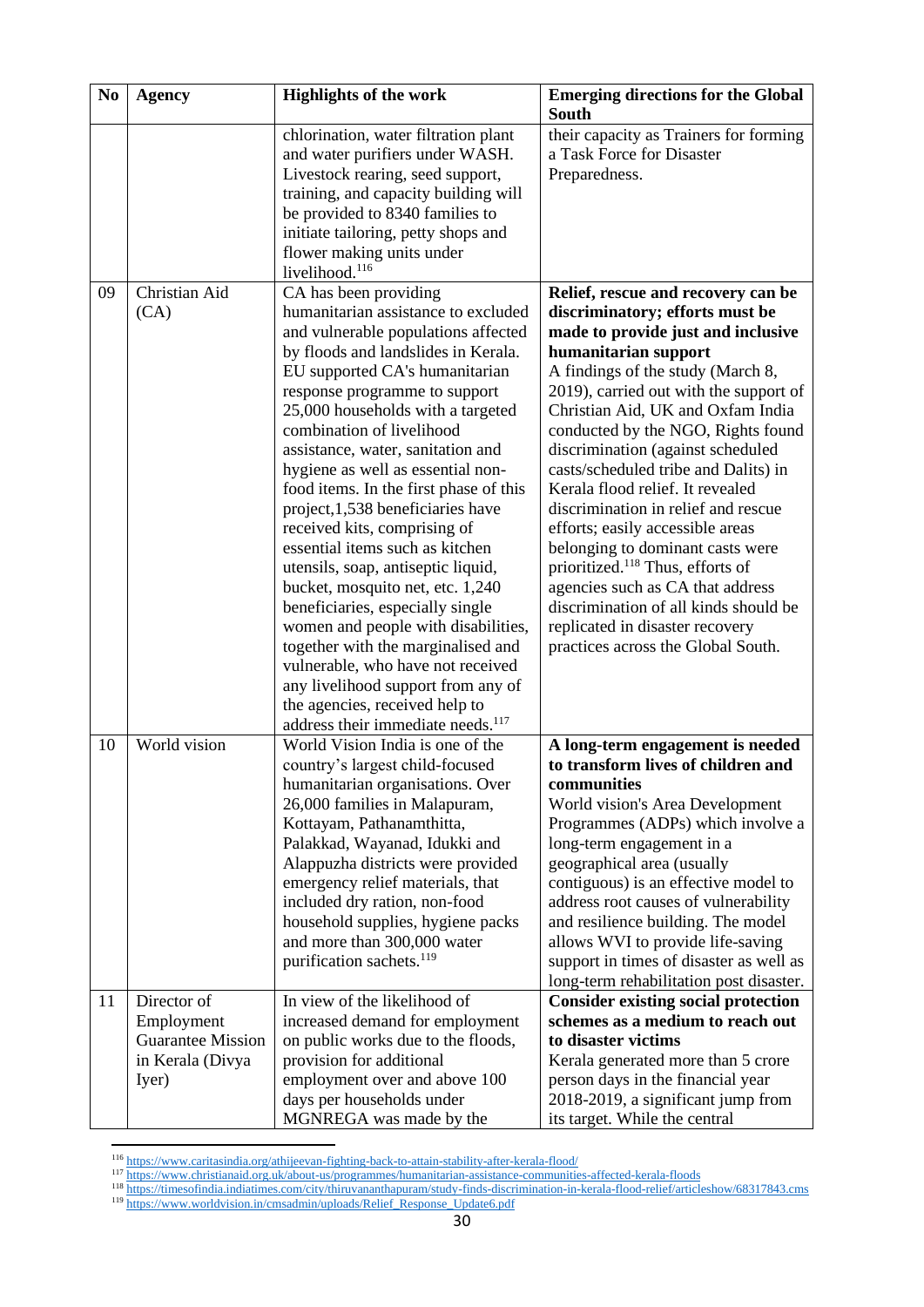| No | Agency | Highlights of the work | Emerging directions for the Global South |
|---|---|---|---|
| | | chlorination, water filtration plant and water purifiers under WASH. Livestock rearing, seed support, training, and capacity building will be provided to 8340 families to initiate tailoring, petty shops and flower making units under livelihood.[116] | their capacity as Trainers for forming a Task Force for Disaster Preparedness. |
| 09 | Christian Aid (CA) | CA has been providing humanitarian assistance to excluded and vulnerable populations affected by floods and landslides in Kerala. EU supported CA's humanitarian response programme to support 25,000 households with a targeted combination of livelihood assistance, water, sanitation and hygiene as well as essential non-food items. In the first phase of this project,1,538 beneficiaries have received kits, comprising of essential items such as kitchen utensils, soap, antiseptic liquid, bucket, mosquito net, etc. 1,240 beneficiaries, especially single women and people with disabilities, together with the marginalised and vulnerable, who have not received any livelihood support from any of the agencies, received help to address their immediate needs.[117] | **Relief, rescue and recovery can be discriminatory; efforts must be made to provide just and inclusive humanitarian support** A findings of the study (March 8, 2019), carried out with the support of Christian Aid, UK and Oxfam India conducted by the NGO, Rights found discrimination (against scheduled casts/scheduled tribe and Dalits) in Kerala flood relief. It revealed discrimination in relief and rescue efforts; easily accessible areas belonging to dominant casts were prioritized.[118] Thus, efforts of agencies such as CA that address discrimination of all kinds should be replicated in disaster recovery practices across the Global South. |
| 10 | World vision | World Vision India is one of the country's largest child-focused humanitarian organisations. Over 26,000 families in Malapuram, Kottayam, Pathanamthitta, Palakkad, Wayanad, Idukki and Alappuzha districts were provided emergency relief materials, that included dry ration, non-food household supplies, hygiene packs and more than 300,000 water purification sachets.[119] | **A long-term engagement is needed to transform lives of children and communities** World vision's Area Development Programmes (ADPs) which involve a long-term engagement in a geographical area (usually contiguous) is an effective model to address root causes of vulnerability and resilience building. The model allows WVI to provide life-saving support in times of disaster as well as long-term rehabilitation post disaster. |
| 11 | Director of Employment Guarantee Mission in Kerala (Divya Iyer) | In view of the likelihood of increased demand for employment on public works due to the floods, provision for additional employment over and above 100 days per households under MGNREGA was made by the | **Consider existing social protection schemes as a medium to reach out to disaster victims** Kerala generated more than 5 crore person days in the financial year 2018-2019, a significant jump from its target. While the central |

[116] https://www.caritasindia.org/athijeevan-fighting-back-to-attain-stability-after-kerala-flood/

[117] https://www.christianaid.org.uk/about-us/programmes/humanitarian-assistance-communities-affected-kerala-floods

[118] https://timesofindia.indiatimes.com/city/thiruvananthapuram/study-finds-discrimination-in-kerala-flood-relief/articleshow/68317843.cms

[119] https://www.worldvision.in/cmsadmin/uploads/Relief_Response_Update6.pdf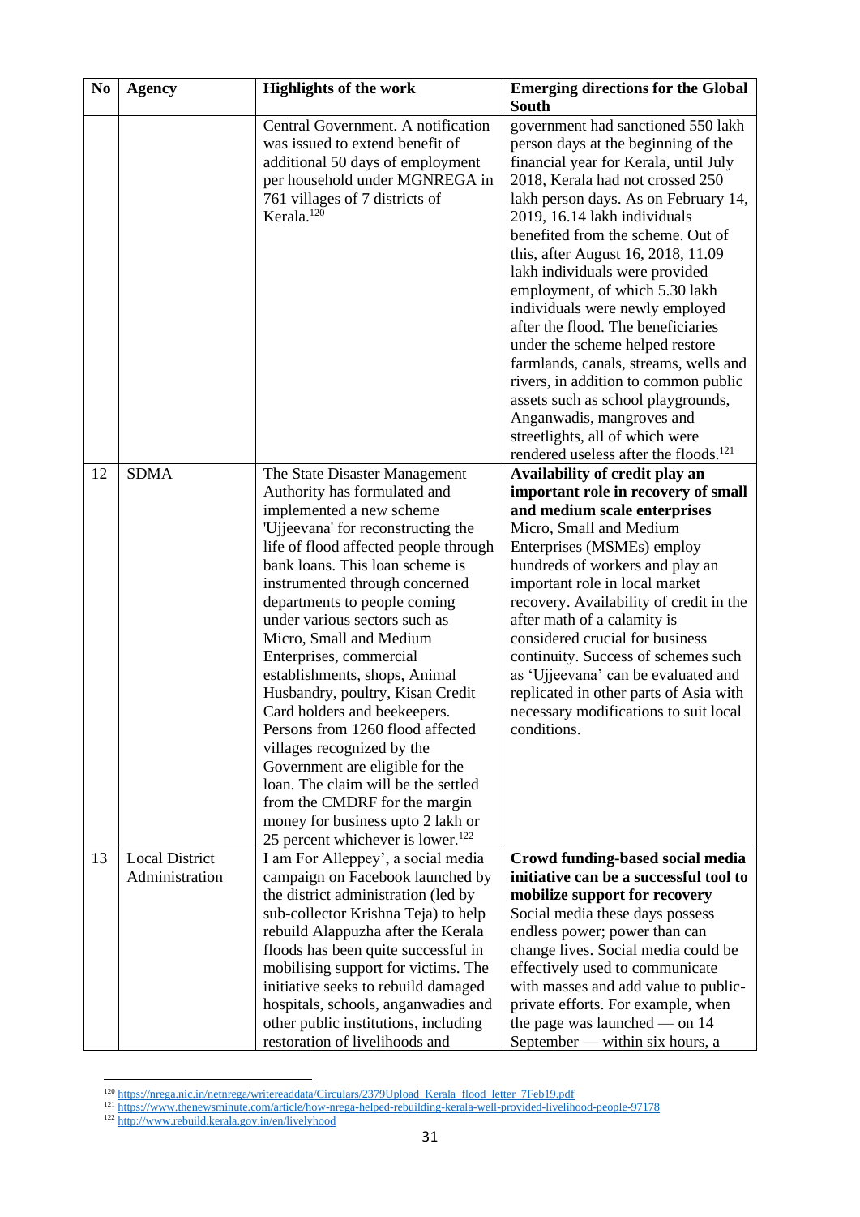| No | Agency | Highlights of the work | Emerging directions for the Global South |
|---|---|---|---|
| | | Central Government. A notification was issued to extend benefit of additional 50 days of employment per household under MGNREGA in 761 villages of 7 districts of Kerala.[120] | government had sanctioned 550 lakh person days at the beginning of the financial year for Kerala, until July 2018, Kerala had not crossed 250 lakh person days. As on February 14, 2019, 16.14 lakh individuals benefited from the scheme. Out of this, after August 16, 2018, 11.09 lakh individuals were provided employment, of which 5.30 lakh individuals were newly employed after the flood. The beneficiaries under the scheme helped restore farmlands, canals, streams, wells and rivers, in addition to common public assets such as school playgrounds, Anganwadis, mangroves and streetlights, all of which were rendered useless after the floods.[121] |
| 12 | SDMA | The State Disaster Management Authority has formulated and implemented a new scheme 'Ujjeevana' for reconstructing the life of flood affected people through bank loans. This loan scheme is instrumented through concerned departments to people coming under various sectors such as Micro, Small and Medium Enterprises, commercial establishments, shops, Animal Husbandry, poultry, Kisan Credit Card holders and beekeepers. Persons from 1260 flood affected villages recognized by the Government are eligible for the loan. The claim will be the settled from the CMDRF for the margin money for business upto 2 lakh or 25 percent whichever is lower.[122] | **Availability of credit play an important role in recovery of small and medium scale enterprises** Micro, Small and Medium Enterprises (MSMEs) employ hundreds of workers and play an important role in local market recovery. Availability of credit in the after math of a calamity is considered crucial for business continuity. Success of schemes such as 'Ujjeevana' can be evaluated and replicated in other parts of Asia with necessary modifications to suit local conditions. |
| 13 | Local District Administration | I am For Alleppey', a social media campaign on Facebook launched by the district administration (led by sub-collector Krishna Teja) to help rebuild Alappuzha after the Kerala floods has been quite successful in mobilising support for victims. The initiative seeks to rebuild damaged hospitals, schools, anganwadies and other public institutions, including restoration of livelihoods and | **Crowd funding-based social media initiative can be a successful tool to mobilize support for recovery** Social media these days possess endless power; power than can change lives. Social media could be effectively used to communicate with masses and add value to public-private efforts. For example, when the page was launched — on 14 September — within six hours, a |

[120] https://nrega.nic.in/netnrega/writereaddata/Circulars/2379Upload_Kerala_flood_letter_7Feb19.pdf

[121] https://www.thenewsminute.com/article/how-nrega-helped-rebuilding-kerala-well-provided-livelihood-people-97178

[122] http://www.rebuild.kerala.gov.in/en/livelyhood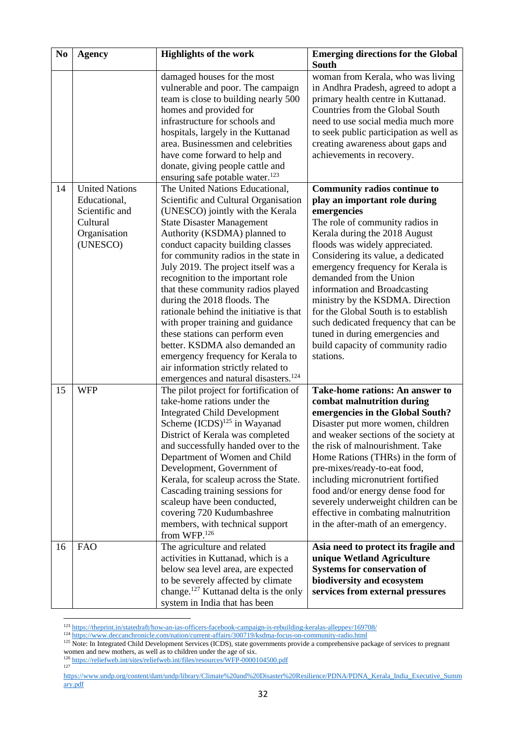| No | Agency | Highlights of the work | Emerging directions for the Global South |
|---|---|---|---|
| | | damaged houses for the most vulnerable and poor. The campaign team is close to building nearly 500 homes and provided for infrastructure for schools and hospitals, largely in the Kuttanad area. Businessmen and celebrities have come forward to help and donate, giving people cattle and ensuring safe potable water.[123] | woman from Kerala, who was living in Andhra Pradesh, agreed to adopt a primary health centre in Kuttanad. Countries from the Global South need to use social media much more to seek public participation as well as creating awareness about gaps and achievements in recovery. |
| 14 | United Nations Educational, Scientific and Cultural Organisation (UNESCO) | The United Nations Educational, Scientific and Cultural Organisation (UNESCO) jointly with the Kerala State Disaster Management Authority (KSDMA) planned to conduct capacity building classes for community radios in the state in July 2019. The project itself was a recognition to the important role that these community radios played during the 2018 floods. The rationale behind the initiative is that with proper training and guidance these stations can perform even better. KSDMA also demanded an emergency frequency for Kerala to air information strictly related to emergences and natural disasters.[124] | **Community radios continue to play an important role during emergencies** The role of community radios in Kerala during the 2018 August floods was widely appreciated. Considering its value, a dedicated emergency frequency for Kerala is demanded from the Union information and Broadcasting ministry by the KSDMA. Direction for the Global South is to establish such dedicated frequency that can be tuned in during emergencies and build capacity of community radio stations. |
| 15 | WFP | The pilot project for fortification of take-home rations under the Integrated Child Development Scheme (ICDS)[125] in Wayanad District of Kerala was completed and successfully handed over to the Department of Women and Child Development, Government of Kerala, for scaleup across the State. Cascading training sessions for scaleup have been conducted, covering 720 Kudumbashree members, with technical support from WFP.[126] | **Take-home rations: An answer to combat malnutrition during emergencies in the Global South?** Disaster put more women, children and weaker sections of the society at the risk of malnourishment. Take Home Rations (THRs) in the form of pre-mixes/ready-to-eat food, including micronutrient fortified food and/or energy dense food for severely underweight children can be effective in combating malnutrition in the after-math of an emergency. |
| 16 | FAO | The agriculture and related activities in Kuttanad, which is a below sea level area, are expected to be severely affected by climate change.[127] Kuttanad delta is the only system in India that has been | **Asia need to protect its fragile and unique Wetland Agriculture Systems for conservation of biodiversity and ecosystem services from external pressures** |

[123] https://theprint.in/statedraft/how-an-ias-officers-facebook-campaign-is-rebuilding-keralas-alleppey/169708/

[124] https://www.deccanchronicle.com/nation/current-affairs/300719/ksdma-focus-on-community-radio.html

[125] Note: In Integrated Child Development Services (ICDS), state governments provide a comprehensive package of services to pregnant women and new mothers, as well as to children under the age of six.

[126] https://reliefweb.int/sites/reliefweb.int/files/resources/WFP-0000104500.pdf

[127] https://www.undp.org/content/dam/undp/library/Climate%20and%20Disaster%20Resilience/PDNA/PDNA_Kerala_India_Executive_Summary.pdf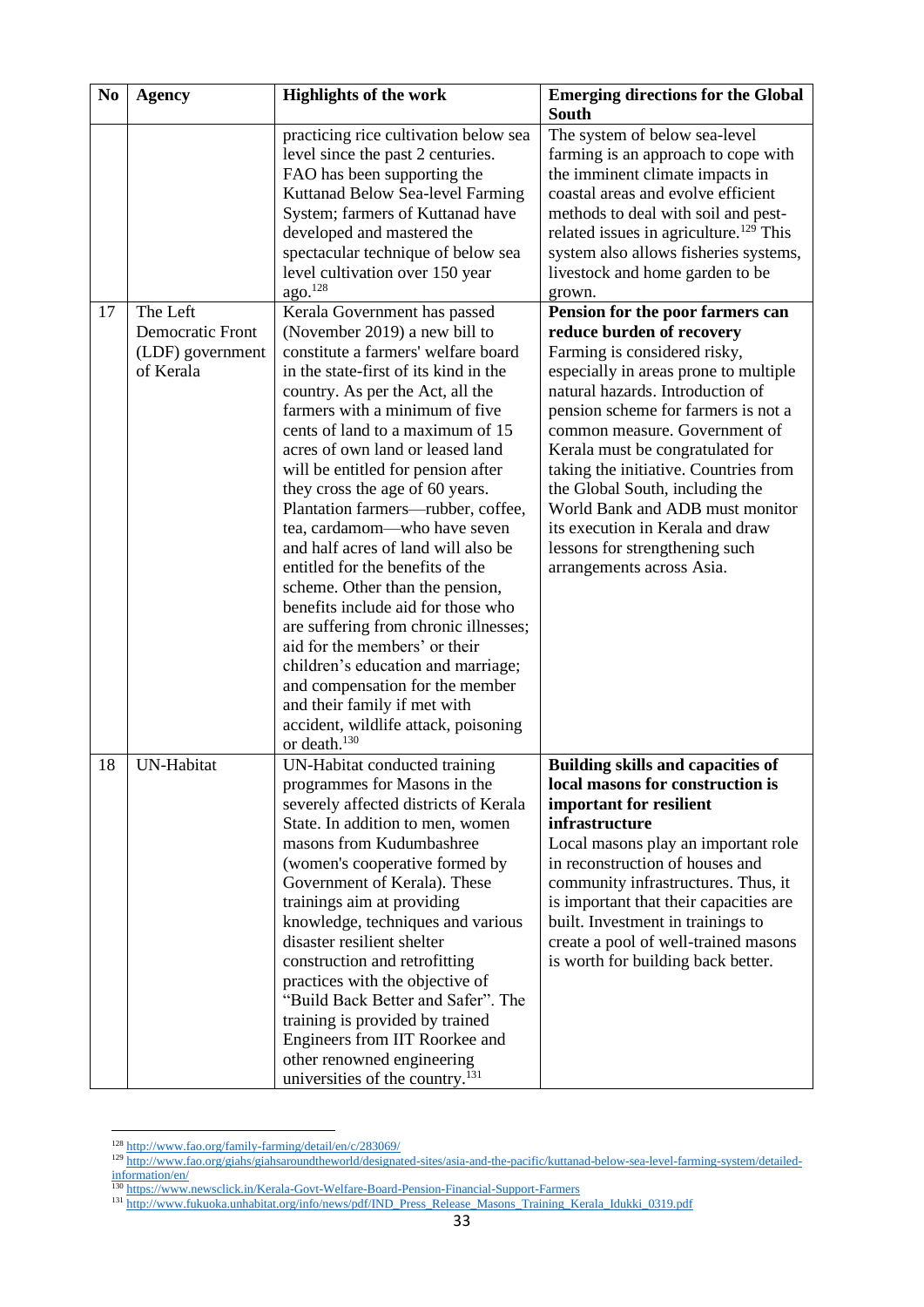| No | Agency | Highlights of the work | Emerging directions for the Global South |
|---|---|---|---|
| | | practicing rice cultivation below sea level since the past 2 centuries. FAO has been supporting the Kuttanad Below Sea-level Farming System; farmers of Kuttanad have developed and mastered the spectacular technique of below sea level cultivation over 150 year ago.[128] | The system of below sea-level farming is an approach to cope with the imminent climate impacts in coastal areas and evolve efficient methods to deal with soil and pest-related issues in agriculture.[129] This system also allows fisheries systems, livestock and home garden to be grown. |
| 17 | The Left Democratic Front (LDF) government of Kerala | Kerala Government has passed (November 2019) a new bill to constitute a farmers' welfare board in the state-first of its kind in the country. As per the Act, all the farmers with a minimum of five cents of land to a maximum of 15 acres of own land or leased land will be entitled for pension after they cross the age of 60 years. Plantation farmers—rubber, coffee, tea, cardamom—who have seven and half acres of land will also be entitled for the benefits of the scheme. Other than the pension, benefits include aid for those who are suffering from chronic illnesses; aid for the members' or their children's education and marriage; and compensation for the member and their family if met with accident, wildlife attack, poisoning or death.[130] | **Pension for the poor farmers can reduce burden of recovery** Farming is considered risky, especially in areas prone to multiple natural hazards. Introduction of pension scheme for farmers is not a common measure. Government of Kerala must be congratulated for taking the initiative. Countries from the Global South, including the World Bank and ADB must monitor its execution in Kerala and draw lessons for strengthening such arrangements across Asia. |
| 18 | UN-Habitat | UN-Habitat conducted training programmes for Masons in the severely affected districts of Kerala State. In addition to men, women masons from Kudumbashree (women's cooperative formed by Government of Kerala). These trainings aim at providing knowledge, techniques and various disaster resilient shelter construction and retrofitting practices with the objective of "Build Back Better and Safer". The training is provided by trained Engineers from IIT Roorkee and other renowned engineering universities of the country.[131] | **Building skills and capacities of local masons for construction is important for resilient infrastructure** Local masons play an important role in reconstruction of houses and community infrastructures. Thus, it is important that their capacities are built. Investment in trainings to create a pool of well-trained masons is worth for building back better. |

[128] http://www.fao.org/family-farming/detail/en/c/283069/

[129] http://www.fao.org/giahs/giahsaroundtheworld/designated-sites/asia-and-the-pacific/kuttanad-below-sea-level-farming-system/detailed-information/en/

[130] https://www.newsclick.in/Kerala-Govt-Welfare-Board-Pension-Financial-Support-Farmers

[131] http://www.fukuoka.unhabitat.org/info/news/pdf/IND_Press_Release_Masons_Training_Kerala_Idukki_0319.pdf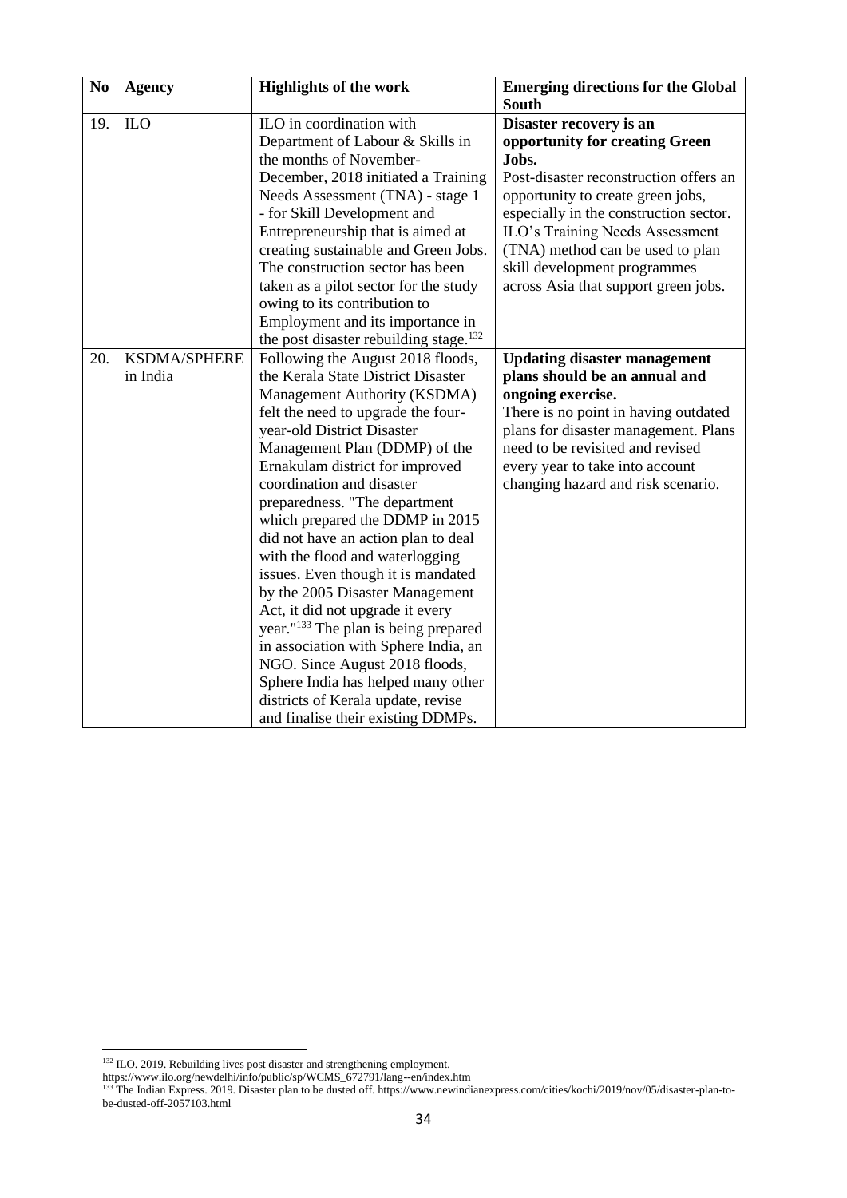| No | Agency | Highlights of the work | Emerging directions for the Global South |
|---|---|---|---|
| 19. | ILO | ILO in coordination with Department of Labour & Skills in the months of November-December, 2018 initiated a Training Needs Assessment (TNA) - stage 1 - for Skill Development and Entrepreneurship that is aimed at creating sustainable and Green Jobs. The construction sector has been taken as a pilot sector for the study owing to its contribution to Employment and its importance in the post disaster rebuilding stage.[132] | **Disaster recovery is an opportunity for creating Green Jobs.** Post-disaster reconstruction offers an opportunity to create green jobs, especially in the construction sector. ILO's Training Needs Assessment (TNA) method can be used to plan skill development programmes across Asia that support green jobs. |
| 20. | KSDMA/SPHERE in India | Following the August 2018 floods, the Kerala State District Disaster Management Authority (KSDMA) felt the need to upgrade the four-year-old District Disaster Management Plan (DDMP) of the Ernakulam district for improved coordination and disaster preparedness. "The department which prepared the DDMP in 2015 did not have an action plan to deal with the flood and waterlogging issues. Even though it is mandated by the 2005 Disaster Management Act, it did not upgrade it every year."[133] The plan is being prepared in association with Sphere India, an NGO. Since August 2018 floods, Sphere India has helped many other districts of Kerala update, revise and finalise their existing DDMPs. | **Updating disaster management plans should be an annual and ongoing exercise.** There is no point in having outdated plans for disaster management. Plans need to be revisited and revised every year to take into account changing hazard and risk scenario. |

[132] ILO. 2019. Rebuilding lives post disaster and strengthening employment. https://www.ilo.org/newdelhi/info/public/sp/WCMS_672791/lang--en/index.htm

[133] The Indian Express. 2019. Disaster plan to be dusted off. https://www.newindianexpress.com/cities/kochi/2019/nov/05/disaster-plan-to-be-dusted-off-2057103.html